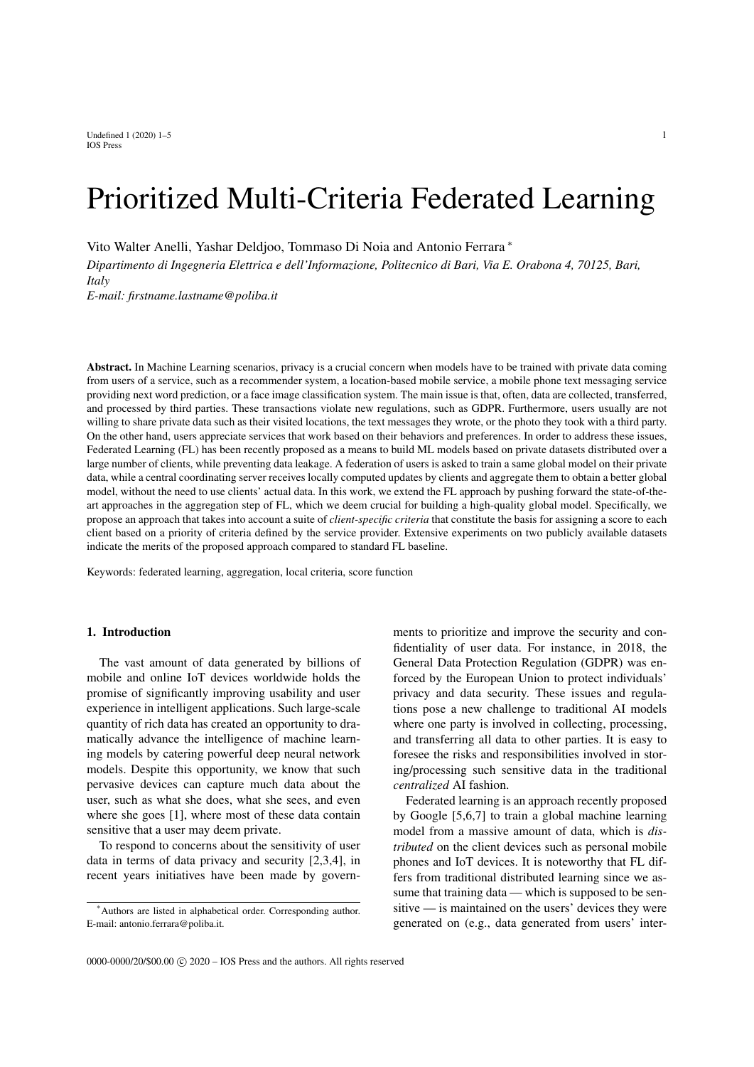# Prioritized Multi-Criteria Federated Learning

Vito Walter Anelli, Yashar Deldjoo, Tommaso Di Noia and Antonio Ferrara [*]

*Dipartimento di Ingegneria Elettrica e dell'Informazione, Politecnico di Bari, Via E. Orabona 4, 70125, Bari, Italy*

*E-mail: firstname.lastname@poliba.it*

**Abstract.** In Machine Learning scenarios, privacy is a crucial concern when models have to be trained with private data coming from users of a service, such as a recommender system, a location-based mobile service, a mobile phone text messaging service providing next word prediction, or a face image classification system. The main issue is that, often, data are collected, transferred, and processed by third parties. These transactions violate new regulations, such as GDPR. Furthermore, users usually are not willing to share private data such as their visited locations, the text messages they wrote, or the photo they took with a third party. On the other hand, users appreciate services that work based on their behaviors and preferences. In order to address these issues, Federated Learning (FL) has been recently proposed as a means to build ML models based on private datasets distributed over a large number of clients, while preventing data leakage. A federation of users is asked to train a same global model on their private data, while a central coordinating server receives locally computed updates by clients and aggregate them to obtain a better global model, without the need to use clients' actual data. In this work, we extend the FL approach by pushing forward the state-of-the-art approaches in the aggregation step of FL, which we deem crucial for building a high-quality global model. Specifically, we propose an approach that takes into account a suite of *client-specific criteria* that constitute the basis for assigning a score to each client based on a priority of criteria defined by the service provider. Extensive experiments on two publicly available datasets indicate the merits of the proposed approach compared to standard FL baseline.

Keywords: federated learning, aggregation, local criteria, score function

## 1. Introduction

The vast amount of data generated by billions of mobile and online IoT devices worldwide holds the promise of significantly improving usability and user experience in intelligent applications. Such large-scale quantity of rich data has created an opportunity to dramatically advance the intelligence of machine learning models by catering powerful deep neural network models. Despite this opportunity, we know that such pervasive devices can capture much data about the user, such as what she does, what she sees, and even where she goes [1], where most of these data contain sensitive that a user may deem private.

To respond to concerns about the sensitivity of user data in terms of data privacy and security [2,3,4], in recent years initiatives have been made by governments to prioritize and improve the security and confidentiality of user data. For instance, in 2018, the General Data Protection Regulation (GDPR) was enforced by the European Union to protect individuals' privacy and data security. These issues and regulations pose a new challenge to traditional AI models where one party is involved in collecting, processing, and transferring all data to other parties. It is easy to foresee the risks and responsibilities involved in storing/processing such sensitive data in the traditional *centralized* AI fashion.

Federated learning is an approach recently proposed by Google [5,6,7] to train a global machine learning model from a massive amount of data, which is *distributed* on the client devices such as personal mobile phones and IoT devices. It is noteworthy that FL differs from traditional distributed learning since we assume that training data — which is supposed to be sensitive — is maintained on the users' devices they were generated on (e.g., data generated from users' inter-

[*] Authors are listed in alphabetical order. Corresponding author. E-mail: antonio.ferrara@poliba.it.

0000-0000/20/$00.00 © 2020 – IOS Press and the authors. All rights reserved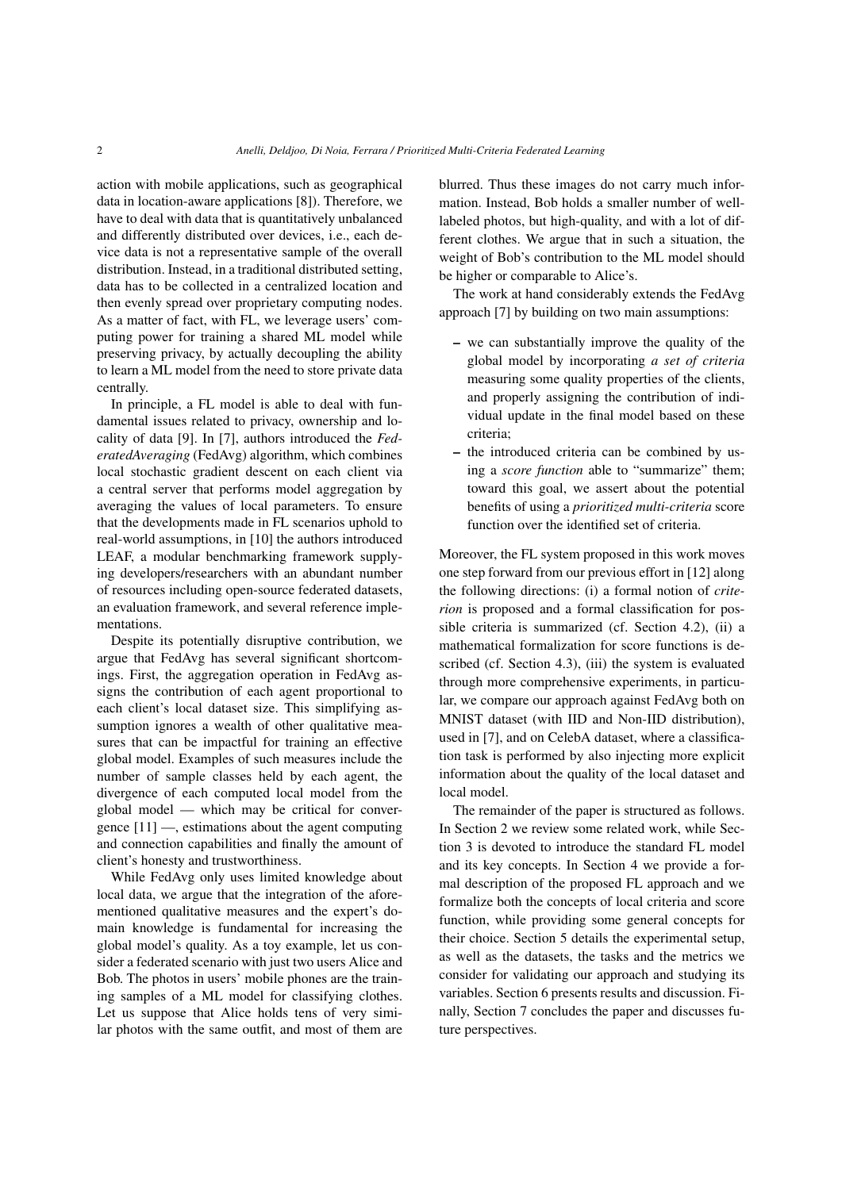action with mobile applications, such as geographical data in location-aware applications [8]). Therefore, we have to deal with data that is quantitatively unbalanced and differently distributed over devices, i.e., each device data is not a representative sample of the overall distribution. Instead, in a traditional distributed setting, data has to be collected in a centralized location and then evenly spread over proprietary computing nodes. As a matter of fact, with FL, we leverage users' computing power for training a shared ML model while preserving privacy, by actually decoupling the ability to learn a ML model from the need to store private data centrally.

In principle, a FL model is able to deal with fundamental issues related to privacy, ownership and locality of data [9]. In [7], authors introduced the *FederatedAveraging* (FedAvg) algorithm, which combines local stochastic gradient descent on each client via a central server that performs model aggregation by averaging the values of local parameters. To ensure that the developments made in FL scenarios uphold to real-world assumptions, in [10] the authors introduced LEAF, a modular benchmarking framework supplying developers/researchers with an abundant number of resources including open-source federated datasets, an evaluation framework, and several reference implementations.

Despite its potentially disruptive contribution, we argue that FedAvg has several significant shortcomings. First, the aggregation operation in FedAvg assigns the contribution of each agent proportional to each client's local dataset size. This simplifying assumption ignores a wealth of other qualitative measures that can be impactful for training an effective global model. Examples of such measures include the number of sample classes held by each agent, the divergence of each computed local model from the global model — which may be critical for convergence [11] —, estimations about the agent computing and connection capabilities and finally the amount of client's honesty and trustworthiness.

While FedAvg only uses limited knowledge about local data, we argue that the integration of the aforementioned qualitative measures and the expert's domain knowledge is fundamental for increasing the global model's quality. As a toy example, let us consider a federated scenario with just two users Alice and Bob. The photos in users' mobile phones are the training samples of a ML model for classifying clothes. Let us suppose that Alice holds tens of very similar photos with the same outfit, and most of them are blurred. Thus these images do not carry much information. Instead, Bob holds a smaller number of well-labeled photos, but high-quality, and with a lot of different clothes. We argue that in such a situation, the weight of Bob's contribution to the ML model should be higher or comparable to Alice's.

The work at hand considerably extends the FedAvg approach [7] by building on two main assumptions:

- we can substantially improve the quality of the global model by incorporating *a set of criteria* measuring some quality properties of the clients, and properly assigning the contribution of individual update in the final model based on these criteria;
- the introduced criteria can be combined by using a *score function* able to "summarize" them; toward this goal, we assert about the potential benefits of using a *prioritized multi-criteria* score function over the identified set of criteria.

Moreover, the FL system proposed in this work moves one step forward from our previous effort in [12] along the following directions: (i) a formal notion of *criterion* is proposed and a formal classification for possible criteria is summarized (cf. Section 4.2), (ii) a mathematical formalization for score functions is described (cf. Section 4.3), (iii) the system is evaluated through more comprehensive experiments, in particular, we compare our approach against FedAvg both on MNIST dataset (with IID and Non-IID distribution), used in [7], and on CelebA dataset, where a classification task is performed by also injecting more explicit information about the quality of the local dataset and local model.

The remainder of the paper is structured as follows. In Section 2 we review some related work, while Section 3 is devoted to introduce the standard FL model and its key concepts. In Section 4 we provide a formal description of the proposed FL approach and we formalize both the concepts of local criteria and score function, while providing some general concepts for their choice. Section 5 details the experimental setup, as well as the datasets, the tasks and the metrics we consider for validating our approach and studying its variables. Section 6 presents results and discussion. Finally, Section 7 concludes the paper and discusses future perspectives.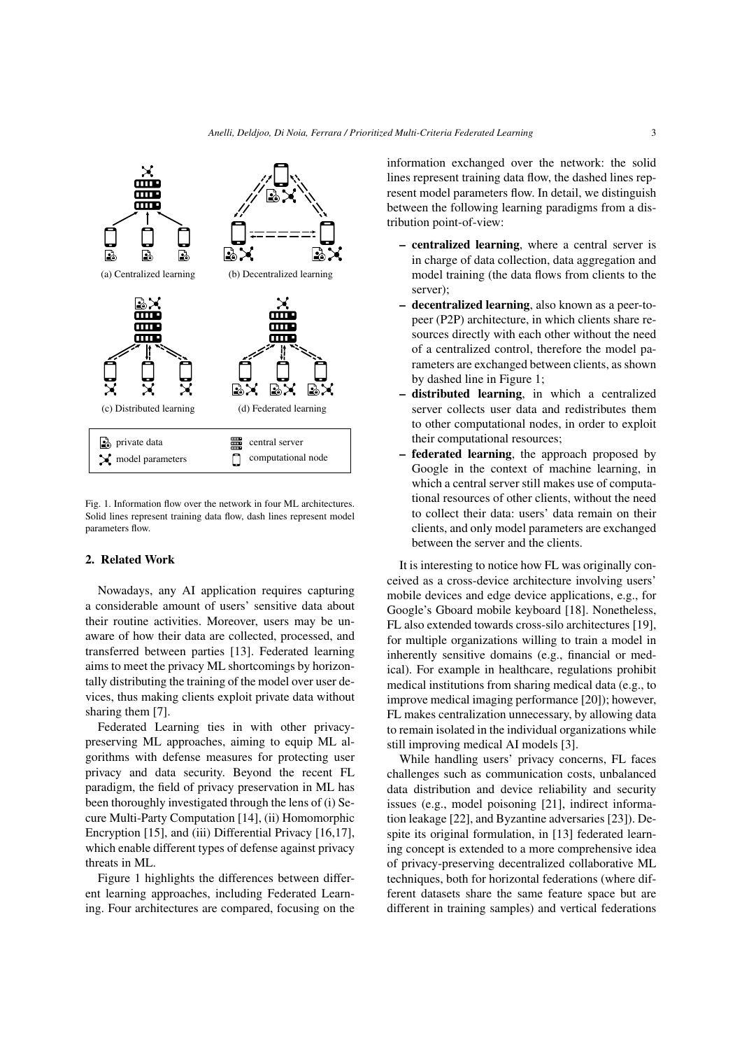Fig. 1. Information flow over the network in four ML architectures. Solid lines represent training data flow, dash lines represent model parameters flow.

## 2. Related Work

Nowadays, any AI application requires capturing a considerable amount of users' sensitive data about their routine activities. Moreover, users may be unaware of how their data are collected, processed, and transferred between parties [13]. Federated learning aims to meet the privacy ML shortcomings by horizontally distributing the training of the model over user devices, thus making clients exploit private data without sharing them [7].

Federated Learning ties in with other privacy-preserving ML approaches, aiming to equip ML algorithms with defense measures for protecting user privacy and data security. Beyond the recent FL paradigm, the field of privacy preservation in ML has been thoroughly investigated through the lens of (i) Secure Multi-Party Computation [14], (ii) Homomorphic Encryption [15], and (iii) Differential Privacy [16,17], which enable different types of defense against privacy threats in ML.

Figure 1 highlights the differences between different learning approaches, including Federated Learning. Four architectures are compared, focusing on the information exchanged over the network: the solid lines represent training data flow, the dashed lines represent model parameters flow. In detail, we distinguish between the following learning paradigms from a distribution point-of-view:

- **centralized learning**, where a central server is in charge of data collection, data aggregation and model training (the data flows from clients to the server);
- **decentralized learning**, also known as a peer-to-peer (P2P) architecture, in which clients share resources directly with each other without the need of a centralized control, therefore the model parameters are exchanged between clients, as shown by dashed line in Figure 1;
- **distributed learning**, in which a centralized server collects user data and redistributes them to other computational nodes, in order to exploit their computational resources;
- **federated learning**, the approach proposed by Google in the context of machine learning, in which a central server still makes use of computational resources of other clients, without the need to collect their data: users' data remain on their clients, and only model parameters are exchanged between the server and the clients.

It is interesting to notice how FL was originally conceived as a cross-device architecture involving users' mobile devices and edge device applications, e.g., for Google's Gboard mobile keyboard [18]. Nonetheless, FL also extended towards cross-silo architectures [19], for multiple organizations willing to train a model in inherently sensitive domains (e.g., financial or medical). For example in healthcare, regulations prohibit medical institutions from sharing medical data (e.g., to improve medical imaging performance [20]); however, FL makes centralization unnecessary, by allowing data to remain isolated in the individual organizations while still improving medical AI models [3].

While handling users' privacy concerns, FL faces challenges such as communication costs, unbalanced data distribution and device reliability and security issues (e.g., model poisoning [21], indirect information leakage [22], and Byzantine adversaries [23]). Despite its original formulation, in [13] federated learning concept is extended to a more comprehensive idea of privacy-preserving decentralized collaborative ML techniques, both for horizontal federations (where different datasets share the same feature space but are different in training samples) and vertical federations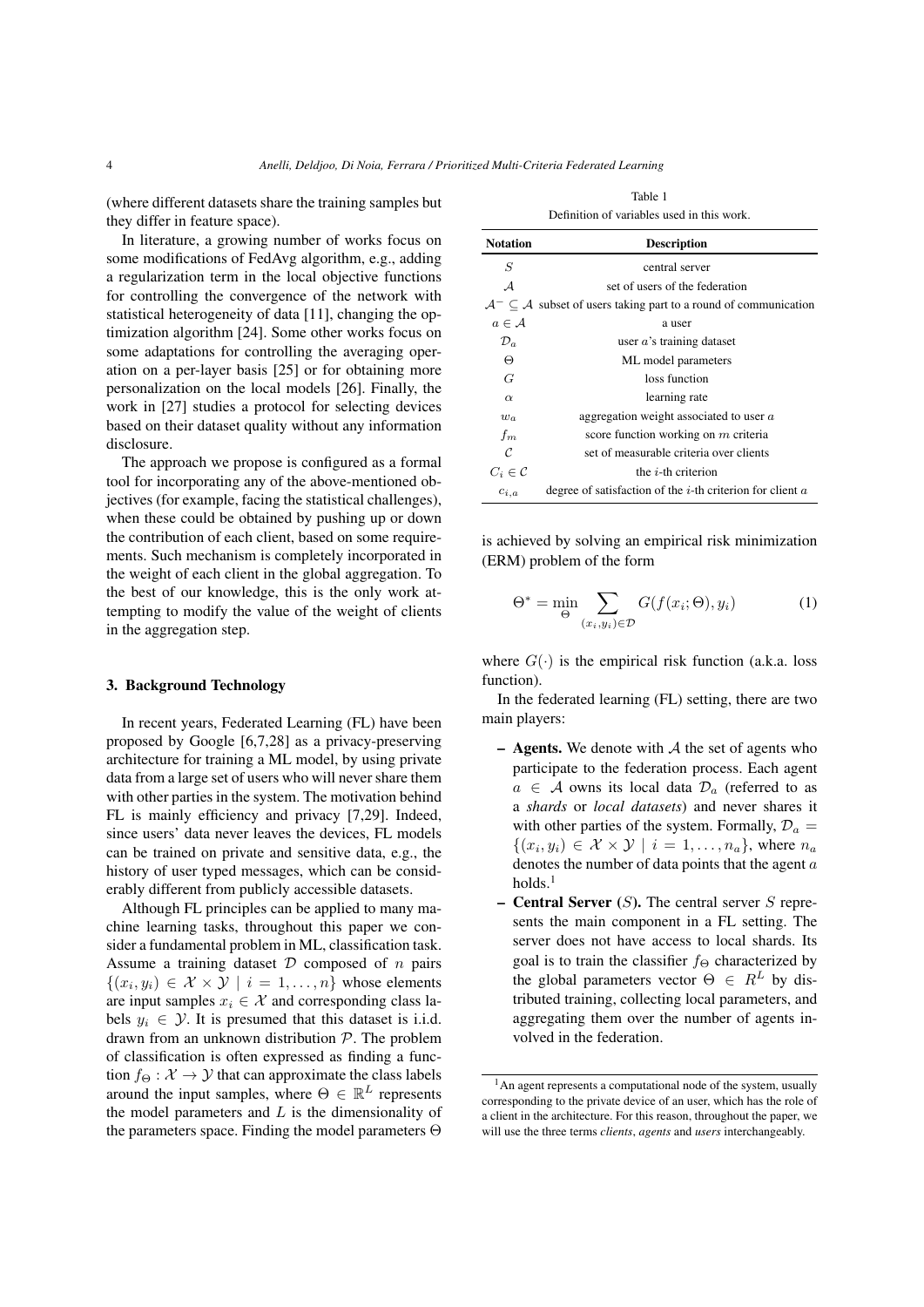(where different datasets share the training samples but they differ in feature space).

In literature, a growing number of works focus on some modifications of FedAvg algorithm, e.g., adding a regularization term in the local objective functions for controlling the convergence of the network with statistical heterogeneity of data [11], changing the optimization algorithm [24]. Some other works focus on some adaptations for controlling the averaging operation on a per-layer basis [25] or for obtaining more personalization on the local models [26]. Finally, the work in [27] studies a protocol for selecting devices based on their dataset quality without any information disclosure.

The approach we propose is configured as a formal tool for incorporating any of the above-mentioned objectives (for example, facing the statistical challenges), when these could be obtained by pushing up or down the contribution of each client, based on some requirements. Such mechanism is completely incorporated in the weight of each client in the global aggregation. To the best of our knowledge, this is the only work attempting to modify the value of the weight of clients in the aggregation step.

## 3. Background Technology

In recent years, Federated Learning (FL) have been proposed by Google [6,7,28] as a privacy-preserving architecture for training a ML model, by using private data from a large set of users who will never share them with other parties in the system. The motivation behind FL is mainly efficiency and privacy [7,29]. Indeed, since users' data never leaves the devices, FL models can be trained on private and sensitive data, e.g., the history of user typed messages, which can be considerably different from publicly accessible datasets.

Although FL principles can be applied to many machine learning tasks, throughout this paper we consider a fundamental problem in ML, classification task. Assume a training dataset $\mathcal{D}$ composed of $n$ pairs $\{(x_i, y_i) \in \mathcal{X} \times \mathcal{Y} \mid i = 1, \ldots, n\}$ whose elements are input samples $x_i \in \mathcal{X}$ and corresponding class labels $y_i \in \mathcal{Y}$. It is presumed that this dataset is i.i.d. drawn from an unknown distribution $\mathcal{P}$. The problem of classification is often expressed as finding a function $f_\Theta : \mathcal{X} \rightarrow \mathcal{Y}$ that can approximate the class labels around the input samples, where $\Theta \in \mathbb{R}^L$ represents the model parameters and $L$ is the dimensionality of the parameters space. Finding the model parameters $\Theta$ is achieved by solving an empirical risk minimization (ERM) problem of the form

Table 1

Definition of variables used in this work.

| Notation | Description |
|---|---|
| $S$ | central server |
| $\mathcal{A}$ | set of users of the federation |
| $\mathcal{A}^- \subseteq \mathcal{A}$ | subset of users taking part to a round of communication |
| $a \in \mathcal{A}$ | a user |
| $\mathcal{D}_a$ | user $a$'s training dataset |
| $\Theta$ | ML model parameters |
| $G$ | loss function |
| $\alpha$ | learning rate |
| $w_a$ | aggregation weight associated to user $a$ |
| $f_m$ | score function working on $m$ criteria |
| $\mathcal{C}$ | set of measurable criteria over clients |
| $C_i \in \mathcal{C}$ | the $i$-th criterion |
| $c_{i,a}$ | degree of satisfaction of the $i$-th criterion for client $a$ |

$$\Theta^* = \min_{\Theta} \sum_{(x_i, y_i) \in \mathcal{D}} G(f(x_i; \Theta), y_i) \tag{1}$$

where $G(\cdot)$ is the empirical risk function (a.k.a. loss function).

In the federated learning (FL) setting, there are two main players:

- **Agents.** We denote with $\mathcal{A}$ the set of agents who participate to the federation process. Each agent $a \in \mathcal{A}$ owns its local data $\mathcal{D}_a$ (referred to as a *shards* or *local datasets*) and never shares it with other parties of the system. Formally, $\mathcal{D}_a = \{(x_i, y_i) \in \mathcal{X} \times \mathcal{Y} \mid i = 1, \ldots, n_a\}$, where $n_a$ denotes the number of data points that the agent $a$ holds.[1]
- **Central Server ($S$).** The central server $S$ represents the main component in a FL setting. The server does not have access to local shards. Its goal is to train the classifier $f_\Theta$ characterized by the global parameters vector $\Theta \in R^L$ by distributed training, collecting local parameters, and aggregating them over the number of agents involved in the federation.

[1] An agent represents a computational node of the system, usually corresponding to the private device of an user, which has the role of a client in the architecture. For this reason, throughout the paper, we will use the three terms *clients*, *agents* and *users* interchangeably.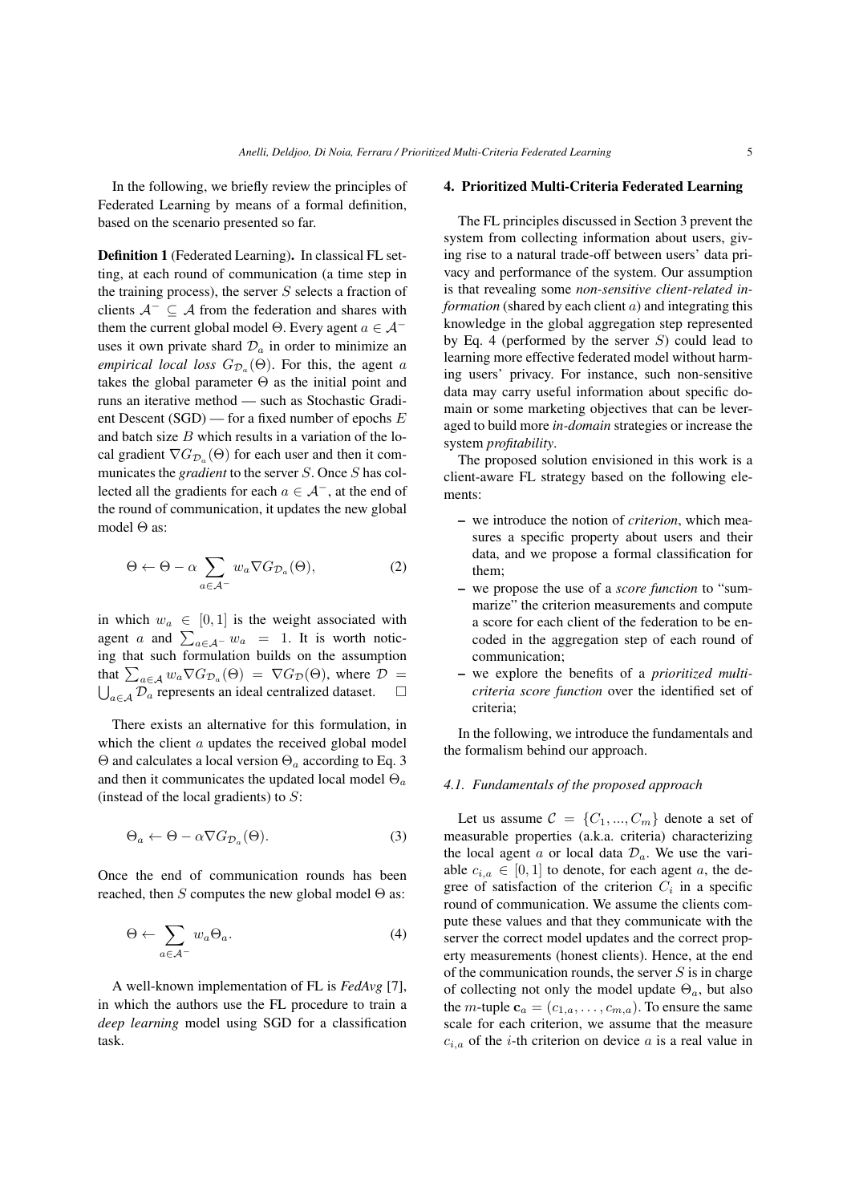In the following, we briefly review the principles of Federated Learning by means of a formal definition, based on the scenario presented so far.

**Definition 1** (Federated Learning)**.** In classical FL setting, at each round of communication (a time step in the training process), the server $S$ selects a fraction of clients $\mathcal{A}^- \subseteq \mathcal{A}$ from the federation and shares with them the current global model $\Theta$. Every agent $a \in \mathcal{A}^-$ uses it own private shard $\mathcal{D}_a$ in order to minimize an *empirical local loss* $G_{\mathcal{D}_a}(\Theta)$. For this, the agent $a$ takes the global parameter $\Theta$ as the initial point and runs an iterative method — such as Stochastic Gradient Descent (SGD) — for a fixed number of epochs $E$ and batch size $B$ which results in a variation of the local gradient $\nabla G_{\mathcal{D}_a}(\Theta)$ for each user and then it communicates the *gradient* to the server $S$. Once $S$ has collected all the gradients for each $a \in \mathcal{A}^-$, at the end of the round of communication, it updates the new global model $\Theta$ as:

$$\Theta \leftarrow \Theta - \alpha \sum_{a \in \mathcal{A}^-} w_a \nabla G_{\mathcal{D}_a}(\Theta), \tag{2}$$

in which $w_a \in [0, 1]$ is the weight associated with agent $a$ and $\sum_{a \in \mathcal{A}^-} w_a = 1$. It is worth noticing that such formulation builds on the assumption that $\sum_{a \in \mathcal{A}} w_a \nabla G_{\mathcal{D}_a}(\Theta) = \nabla G_{\mathcal{D}}(\Theta)$, where $\mathcal{D} = \bigcup_{a \in \mathcal{A}} \mathcal{D}_a$ represents an ideal centralized dataset. $\square$

There exists an alternative for this formulation, in which the client $a$ updates the received global model $\Theta$ and calculates a local version $\Theta_a$ according to Eq. 3 and then it communicates the updated local model $\Theta_a$ (instead of the local gradients) to $S$:

$$\Theta_a \leftarrow \Theta - \alpha \nabla G_{\mathcal{D}_a}(\Theta). \tag{3}$$

Once the end of communication rounds has been reached, then $S$ computes the new global model $\Theta$ as:

$$\Theta \leftarrow \sum_{a \in \mathcal{A}^-} w_a \Theta_a. \tag{4}$$

A well-known implementation of FL is *FedAvg* [7], in which the authors use the FL procedure to train a *deep learning* model using SGD for a classification task.

## 4. Prioritized Multi-Criteria Federated Learning

The FL principles discussed in Section 3 prevent the system from collecting information about users, giving rise to a natural trade-off between users' data privacy and performance of the system. Our assumption is that revealing some *non-sensitive client-related information* (shared by each client $a$) and integrating this knowledge in the global aggregation step represented by Eq. 4 (performed by the server $S$) could lead to learning more effective federated model without harming users' privacy. For instance, such non-sensitive data may carry useful information about specific domain or some marketing objectives that can be leveraged to build more *in-domain* strategies or increase the system *profitability*.

The proposed solution envisioned in this work is a client-aware FL strategy based on the following elements:

- we introduce the notion of *criterion*, which measures a specific property about users and their data, and we propose a formal classification for them;
- we propose the use of a *score function* to "summarize" the criterion measurements and compute a score for each client of the federation to be encoded in the aggregation step of each round of communication;
- we explore the benefits of a *prioritized multi-criteria score function* over the identified set of criteria;

In the following, we introduce the fundamentals and the formalism behind our approach.

### 4.1. Fundamentals of the proposed approach

Let us assume $\mathcal{C} = \{C_1, ..., C_m\}$ denote a set of measurable properties (a.k.a. criteria) characterizing the local agent $a$ or local data $\mathcal{D}_a$. We use the variable $c_{i,a} \in [0, 1]$ to denote, for each agent $a$, the degree of satisfaction of the criterion $C_i$ in a specific round of communication. We assume the clients compute these values and that they communicate with the server the correct model updates and the correct property measurements (honest clients). Hence, at the end of the communication rounds, the server $S$ is in charge of collecting not only the model update $\Theta_a$, but also the $m$-tuple $\mathbf{c}_a = (c_{1,a}, \ldots, c_{m,a})$. To ensure the same scale for each criterion, we assume that the measure $c_{i,a}$ of the $i$-th criterion on device $a$ is a real value in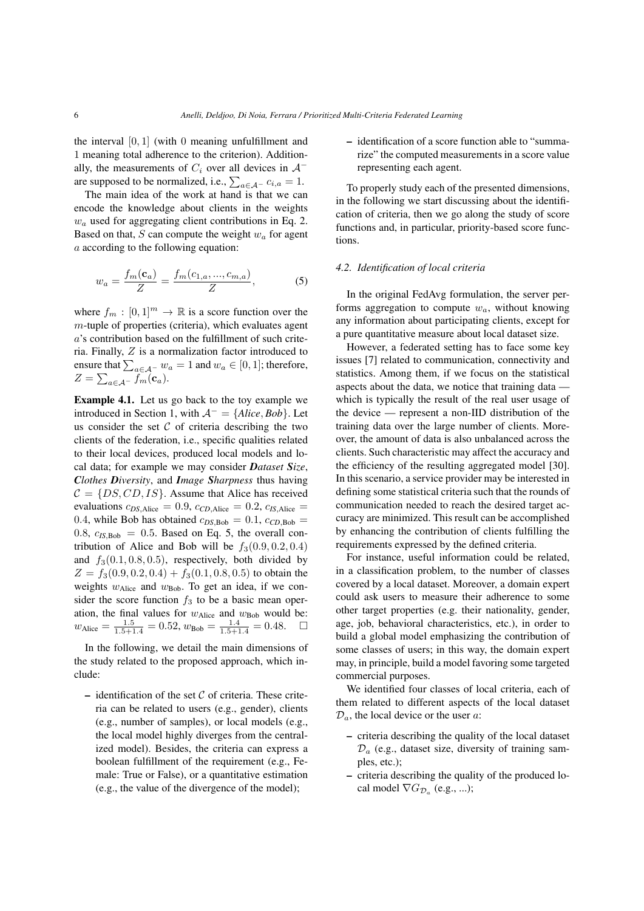the interval $[0,1]$ (with 0 meaning unfulfillment and 1 meaning total adherence to the criterion). Additionally, the measurements of $C_i$ over all devices in $\mathcal{A}^-$ are supposed to be normalized, i.e., $\sum_{a \in \mathcal{A}^-} c_{i,a} = 1$.

The main idea of the work at hand is that we can encode the knowledge about clients in the weights $w_a$ used for aggregating client contributions in Eq. 2. Based on that, $S$ can compute the weight $w_a$ for agent $a$ according to the following equation:

$$w_a = \frac{f_m(\mathbf{c}_a)}{Z} = \frac{f_m(c_{1,a}, ..., c_{m,a})}{Z}, \tag{5}$$

where $f_m : [0,1]^m \to \mathbb{R}$ is a score function over the $m$-tuple of properties (criteria), which evaluates agent $a$'s contribution based on the fulfillment of such criteria. Finally, $Z$ is a normalization factor introduced to ensure that $\sum_{a \in \mathcal{A}^-} w_a = 1$ and $w_a \in [0,1]$; therefore, $Z = \sum_{a \in \mathcal{A}^-} f_m(\mathbf{c}_a)$.

**Example 4.1.** Let us go back to the toy example we introduced in Section 1, with $\mathcal{A}^- = \{Alice, Bob\}$. Let us consider the set $\mathcal{C}$ of criteria describing the two clients of the federation, i.e., specific qualities related to their local devices, produced local models and local data; for example we may consider ***D****ataset* ***S****ize*, ***C****lothes* ***D****iversity*, and ***I****mage* ***S****harpness* thus having $\mathcal{C} = \{DS, CD, IS\}$. Assume that Alice has received evaluations $c_{DS,\text{Alice}} = 0.9$, $c_{CD,\text{Alice}} = 0.2$, $c_{IS,\text{Alice}} = 0.4$, while Bob has obtained $c_{DS,\text{Bob}} = 0.1$, $c_{CD,\text{Bob}} = 0.8$, $c_{IS,\text{Bob}} = 0.5$. Based on Eq. 5, the overall contribution of Alice and Bob will be $f_3(0.9, 0.2, 0.4)$ and $f_3(0.1, 0.8, 0.5)$, respectively, both divided by $Z = f_3(0.9, 0.2, 0.4) + f_3(0.1, 0.8, 0.5)$ to obtain the weights $w_{\text{Alice}}$ and $w_{\text{Bob}}$. To get an idea, if we consider the score function $f_3$ to be a basic mean operation, the final values for $w_{\text{Alice}}$ and $w_{\text{Bob}}$ would be: $w_{\text{Alice}} = \frac{1.5}{1.5+1.4} = 0.52$, $w_{\text{Bob}} = \frac{1.4}{1.5+1.4} = 0.48$. □

In the following, we detail the main dimensions of the study related to the proposed approach, which include:

- identification of the set $\mathcal{C}$ of criteria. These criteria can be related to users (e.g., gender), clients (e.g., number of samples), or local models (e.g., the local model highly diverges from the centralized model). Besides, the criteria can express a boolean fulfillment of the requirement (e.g., Female: True or False), or a quantitative estimation (e.g., the value of the divergence of the model);
- identification of a score function able to "summarize" the computed measurements in a score value representing each agent.

To properly study each of the presented dimensions, in the following we start discussing about the identification of criteria, then we go along the study of score functions and, in particular, priority-based score functions.

### 4.2. Identification of local criteria

In the original FedAvg formulation, the server performs aggregation to compute $w_a$, without knowing any information about participating clients, except for a pure quantitative measure about local dataset size.

However, a federated setting has to face some key issues [7] related to communication, connectivity and statistics. Among them, if we focus on the statistical aspects about the data, we notice that training data — which is typically the result of the real user usage of the device — represent a non-IID distribution of the training data over the large number of clients. Moreover, the amount of data is also unbalanced across the clients. Such characteristic may affect the accuracy and the efficiency of the resulting aggregated model [30]. In this scenario, a service provider may be interested in defining some statistical criteria such that the rounds of communication needed to reach the desired target accuracy are minimized. This result can be accomplished by enhancing the contribution of clients fulfilling the requirements expressed by the defined criteria.

For instance, useful information could be related, in a classification problem, to the number of classes covered by a local dataset. Moreover, a domain expert could ask users to measure their adherence to some other target properties (e.g. their nationality, gender, age, job, behavioral characteristics, etc.), in order to build a global model emphasizing the contribution of some classes of users; in this way, the domain expert may, in principle, build a model favoring some targeted commercial purposes.

We identified four classes of local criteria, each of them related to different aspects of the local dataset $\mathcal{D}_a$, the local device or the user $a$:

- criteria describing the quality of the local dataset $\mathcal{D}_a$ (e.g., dataset size, diversity of training samples, etc.);
- criteria describing the quality of the produced local model $\nabla G_{\mathcal{D}_a}$ (e.g., ...);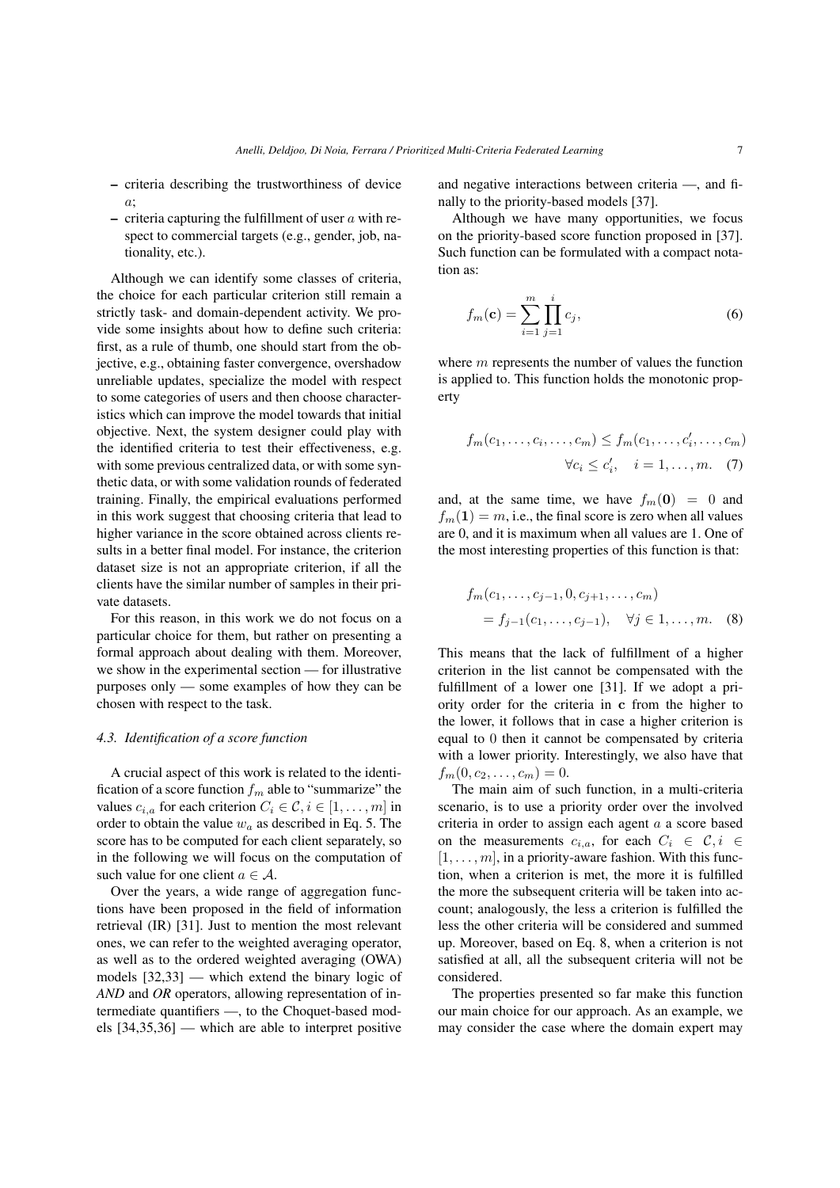- criteria describing the trustworthiness of device $a$;
- criteria capturing the fulfillment of user $a$ with respect to commercial targets (e.g., gender, job, nationality, etc.).

Although we can identify some classes of criteria, the choice for each particular criterion still remain a strictly task- and domain-dependent activity. We provide some insights about how to define such criteria: first, as a rule of thumb, one should start from the objective, e.g., obtaining faster convergence, overshadow unreliable updates, specialize the model with respect to some categories of users and then choose characteristics which can improve the model towards that initial objective. Next, the system designer could play with the identified criteria to test their effectiveness, e.g. with some previous centralized data, or with some synthetic data, or with some validation rounds of federated training. Finally, the empirical evaluations performed in this work suggest that choosing criteria that lead to higher variance in the score obtained across clients results in a better final model. For instance, the criterion dataset size is not an appropriate criterion, if all the clients have the similar number of samples in their private datasets.

For this reason, in this work we do not focus on a particular choice for them, but rather on presenting a formal approach about dealing with them. Moreover, we show in the experimental section — for illustrative purposes only — some examples of how they can be chosen with respect to the task.

### 4.3. Identification of a score function

A crucial aspect of this work is related to the identification of a score function $f_m$ able to "summarize" the values $c_{i,a}$ for each criterion $C_i \in \mathcal{C}, i \in [1, \ldots, m]$ in order to obtain the value $w_a$ as described in Eq. 5. The score has to be computed for each client separately, so in the following we will focus on the computation of such value for one client $a \in \mathcal{A}$.

Over the years, a wide range of aggregation functions have been proposed in the field of information retrieval (IR) [31]. Just to mention the most relevant ones, we can refer to the weighted averaging operator, as well as to the ordered weighted averaging (OWA) models [32,33] — which extend the binary logic of *AND* and *OR* operators, allowing representation of intermediate quantifiers —, to the Choquet-based models [34,35,36] — which are able to interpret positive and negative interactions between criteria —, and finally to the priority-based models [37].

Although we have many opportunities, we focus on the priority-based score function proposed in [37]. Such function can be formulated with a compact notation as:

$$f_m(\mathbf{c}) = \sum_{i=1}^{m} \prod_{j=1}^{i} c_j, \tag{6}$$

where $m$ represents the number of values the function is applied to. This function holds the monotonic property

$$f_m(c_1, \ldots, c_i, \ldots, c_m) \leq f_m(c_1, \ldots, c_i', \ldots, c_m) \quad \forall c_i \leq c_i', \quad i = 1, \ldots, m. \tag{7}$$

and, at the same time, we have $f_m(\mathbf{0}) = 0$ and $f_m(\mathbf{1}) = m$, i.e., the final score is zero when all values are 0, and it is maximum when all values are 1. One of the most interesting properties of this function is that:

$$f_m(c_1, \ldots, c_{j-1}, 0, c_{j+1}, \ldots, c_m) = f_{j-1}(c_1, \ldots, c_{j-1}), \quad \forall j \in 1, \ldots, m. \tag{8}$$

This means that the lack of fulfillment of a higher criterion in the list cannot be compensated with the fulfillment of a lower one [31]. If we adopt a priority order for the criteria in $\mathbf{c}$ from the higher to the lower, it follows that in case a higher criterion is equal to 0 then it cannot be compensated by criteria with a lower priority. Interestingly, we also have that $f_m(0, c_2, \ldots, c_m) = 0$.

The main aim of such function, in a multi-criteria scenario, is to use a priority order over the involved criteria in order to assign each agent $a$ a score based on the measurements $c_{i,a}$, for each $C_i \in \mathcal{C}, i \in [1, \ldots, m]$, in a priority-aware fashion. With this function, when a criterion is met, the more it is fulfilled the more the subsequent criteria will be taken into account; analogously, the less a criterion is fulfilled the less the other criteria will be considered and summed up. Moreover, based on Eq. 8, when a criterion is not satisfied at all, all the subsequent criteria will not be considered.

The properties presented so far make this function our main choice for our approach. As an example, we may consider the case where the domain expert may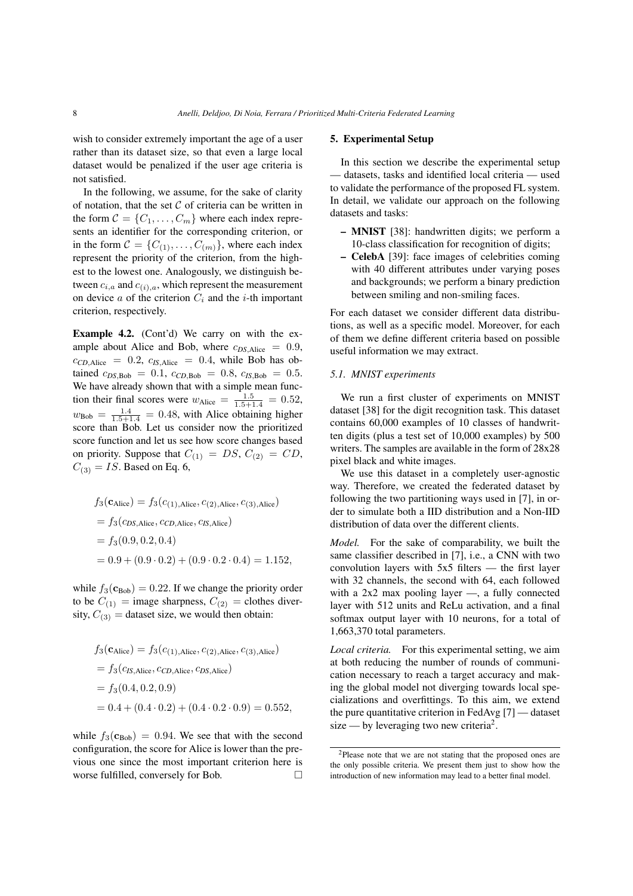wish to consider extremely important the age of a user rather than its dataset size, so that even a large local dataset would be penalized if the user age criteria is not satisfied.

In the following, we assume, for the sake of clarity of notation, that the set $\mathcal{C}$ of criteria can be written in the form $\mathcal{C} = \{C_1, \ldots, C_m\}$ where each index represents an identifier for the corresponding criterion, or in the form $\mathcal{C} = \{C_{(1)}, \ldots, C_{(m)}\}$, where each index represent the priority of the criterion, from the highest to the lowest one. Analogously, we distinguish between $c_{i,a}$ and $c_{(i),a}$, which represent the measurement on device $a$ of the criterion $C_i$ and the $i$-th important criterion, respectively.

**Example 4.2.** (Cont'd) We carry on with the example about Alice and Bob, where $c_{DS,\text{Alice}} = 0.9$, $c_{CD,\text{Alice}} = 0.2$, $c_{IS,\text{Alice}} = 0.4$, while Bob has obtained $c_{DS,\text{Bob}} = 0.1$, $c_{CD,\text{Bob}} = 0.8$, $c_{IS,\text{Bob}} = 0.5$. We have already shown that with a simple mean function their final scores were $w_{\text{Alice}} = \frac{1.5}{1.5+1.4} = 0.52$, $w_{\text{Bob}} = \frac{1.4}{1.5+1.4} = 0.48$, with Alice obtaining higher score than Bob. Let us consider now the prioritized score function and let us see how score changes based on priority. Suppose that $C_{(1)} = DS$, $C_{(2)} = CD$, $C_{(3)} = IS$. Based on Eq. 6,

$$
\begin{aligned}
&f_3(\mathbf{c}_{\text{Alice}}) = f_3(c_{(1),\text{Alice}}, c_{(2),\text{Alice}}, c_{(3),\text{Alice}}) \\
&= f_3(c_{DS,\text{Alice}}, c_{CD,\text{Alice}}, c_{IS,\text{Alice}}) \\
&= f_3(0.9, 0.2, 0.4) \\
&= 0.9 + (0.9 \cdot 0.2) + (0.9 \cdot 0.2 \cdot 0.4) = 1.152,
\end{aligned}
$$

while $f_3(\mathbf{c}_{\text{Bob}}) = 0.22$. If we change the priority order to be $C_{(1)}$ = image sharpness, $C_{(2)}$ = clothes diversity, $C_{(3)}$ = dataset size, we would then obtain:

$$
\begin{aligned}
&f_3(\mathbf{c}_{\text{Alice}}) = f_3(c_{(1),\text{Alice}}, c_{(2),\text{Alice}}, c_{(3),\text{Alice}}) \\
&= f_3(c_{IS,\text{Alice}}, c_{CD,\text{Alice}}, c_{DS,\text{Alice}}) \\
&= f_3(0.4, 0.2, 0.9) \\
&= 0.4 + (0.4 \cdot 0.2) + (0.4 \cdot 0.2 \cdot 0.9) = 0.552,
\end{aligned}
$$

while $f_3(\mathbf{c}_{\text{Bob}}) = 0.94$. We see that with the second configuration, the score for Alice is lower than the previous one since the most important criterion here is worse fulfilled, conversely for Bob. □

## 5. Experimental Setup

In this section we describe the experimental setup — datasets, tasks and identified local criteria — used to validate the performance of the proposed FL system. In detail, we validate our approach on the following datasets and tasks:

- **MNIST** [38]: handwritten digits; we perform a 10-class classification for recognition of digits;
- **CelebA** [39]: face images of celebrities coming with 40 different attributes under varying poses and backgrounds; we perform a binary prediction between smiling and non-smiling faces.

For each dataset we consider different data distributions, as well as a specific model. Moreover, for each of them we define different criteria based on possible useful information we may extract.

### 5.1. MNIST experiments

We run a first cluster of experiments on MNIST dataset [38] for the digit recognition task. This dataset contains 60,000 examples of 10 classes of handwritten digits (plus a test set of 10,000 examples) by 500 writers. The samples are available in the form of 28x28 pixel black and white images.

We use this dataset in a completely user-agnostic way. Therefore, we created the federated dataset by following the two partitioning ways used in [7], in order to simulate both a IID distribution and a Non-IID distribution of data over the different clients.

*Model.* For the sake of comparability, we built the same classifier described in [7], i.e., a CNN with two convolution layers with 5x5 filters — the first layer with 32 channels, the second with 64, each followed with a 2x2 max pooling layer —, a fully connected layer with 512 units and ReLu activation, and a final softmax output layer with 10 neurons, for a total of 1,663,370 total parameters.

*Local criteria.* For this experimental setting, we aim at both reducing the number of rounds of communication necessary to reach a target accuracy and making the global model not diverging towards local specializations and overfittings. To this aim, we extend the pure quantitative criterion in FedAvg [7] — dataset size — by leveraging two new criteria[2].

[2] Please note that we are not stating that the proposed ones are the only possible criteria. We present them just to show how the introduction of new information may lead to a better final model.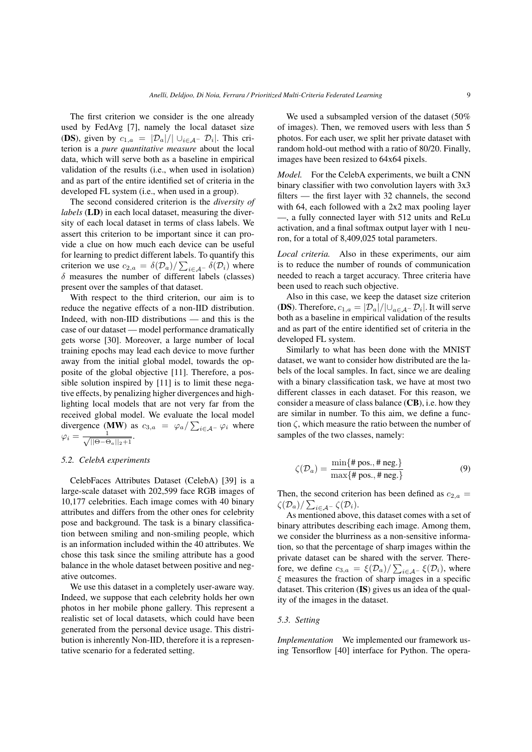The first criterion we consider is the one already used by FedAvg [7], namely the local dataset size (**DS**), given by $c_{1,a} = |\mathcal{D}_a|/|\cup_{i\in\mathcal{A}^-} \mathcal{D}_i|$. This criterion is a *pure quantitative measure* about the local data, which will serve both as a baseline in empirical validation of the results (i.e., when used in isolation) and as part of the entire identified set of criteria in the developed FL system (i.e., when used in a group).

The second considered criterion is the *diversity of labels* (**LD**) in each local dataset, measuring the diversity of each local dataset in terms of class labels. We assert this criterion to be important since it can provide a clue on how much each device can be useful for learning to predict different labels. To quantify this criterion we use $c_{2,a} = \delta(\mathcal{D}_a)/\sum_{i\in\mathcal{A}^-} \delta(\mathcal{D}_i)$ where $\delta$ measures the number of different labels (classes) present over the samples of that dataset.

With respect to the third criterion, our aim is to reduce the negative effects of a non-IID distribution. Indeed, with non-IID distributions — and this is the case of our dataset — model performance dramatically gets worse [30]. Moreover, a large number of local training epochs may lead each device to move further away from the initial global model, towards the opposite of the global objective [11]. Therefore, a possible solution inspired by [11] is to limit these negative effects, by penalizing higher divergences and highlighting local models that are not very far from the received global model. We evaluate the local model divergence (**MW**) as $c_{3,a} = \varphi_a/\sum_{i\in\mathcal{A}^-} \varphi_i$ where $\varphi_i = \frac{1}{\sqrt{||\Theta-\Theta_a||_2+1}}$.

### 5.2. CelebA experiments

CelebFaces Attributes Dataset (CelebA) [39] is a large-scale dataset with 202,599 face RGB images of 10,177 celebrities. Each image comes with 40 binary attributes and differs from the other ones for celebrity pose and background. The task is a binary classification between smiling and non-smiling people, which is an information included within the 40 attributes. We chose this task since the smiling attribute has a good balance in the whole dataset between positive and negative outcomes.

We use this dataset in a completely user-aware way. Indeed, we suppose that each celebrity holds her own photos in her mobile phone gallery. This represent a realistic set of local datasets, which could have been generated from the personal device usage. This distribution is inherently Non-IID, therefore it is a representative scenario for a federated setting.

We used a subsampled version of the dataset (50% of images). Then, we removed users with less than 5 photos. For each user, we split her private dataset with random hold-out method with a ratio of 80/20. Finally, images have been resized to 64x64 pixels.

*Model.* For the CelebA experiments, we built a CNN binary classifier with two convolution layers with 3x3 filters — the first layer with 32 channels, the second with 64, each followed with a 2x2 max pooling layer —, a fully connected layer with 512 units and ReLu activation, and a final softmax output layer with 1 neuron, for a total of 8,409,025 total parameters.

*Local criteria.* Also in these experiments, our aim is to reduce the number of rounds of communication needed to reach a target accuracy. Three criteria have been used to reach such objective.

Also in this case, we keep the dataset size criterion (**DS**). Therefore, $c_{1,a} = |\mathcal{D}_a|/|\cup_{a\in\mathcal{A}^-} \mathcal{D}_i|$. It will serve both as a baseline in empirical validation of the results and as part of the entire identified set of criteria in the developed FL system.

Similarly to what has been done with the MNIST dataset, we want to consider how distributed are the labels of the local samples. In fact, since we are dealing with a binary classification task, we have at most two different classes in each dataset. For this reason, we consider a measure of class balance (**CB**), i.e. how they are similar in number. To this aim, we define a function $\zeta$, which measure the ratio between the number of samples of the two classes, namely:

$$\zeta(\mathcal{D}_a) = \frac{\min\{\text{\# pos.}, \text{\# neg.}\}}{\max\{\text{\# pos.}, \text{\# neg.}\}} \tag{9}$$

Then, the second criterion has been defined as $c_{2,a} = \zeta(\mathcal{D}_a)/\sum_{i\in\mathcal{A}^-} \zeta(\mathcal{D}_i)$.

As mentioned above, this dataset comes with a set of binary attributes describing each image. Among them, we consider the blurriness as a non-sensitive information, so that the percentage of sharp images within the private dataset can be shared with the server. Therefore, we define $c_{3,a} = \xi(\mathcal{D}_a)/\sum_{i\in\mathcal{A}^-} \xi(\mathcal{D}_i)$, where $\xi$ measures the fraction of sharp images in a specific dataset. This criterion (**IS**) gives us an idea of the quality of the images in the dataset.

### 5.3. Setting

*Implementation* We implemented our framework using Tensorflow [40] interface for Python. The opera-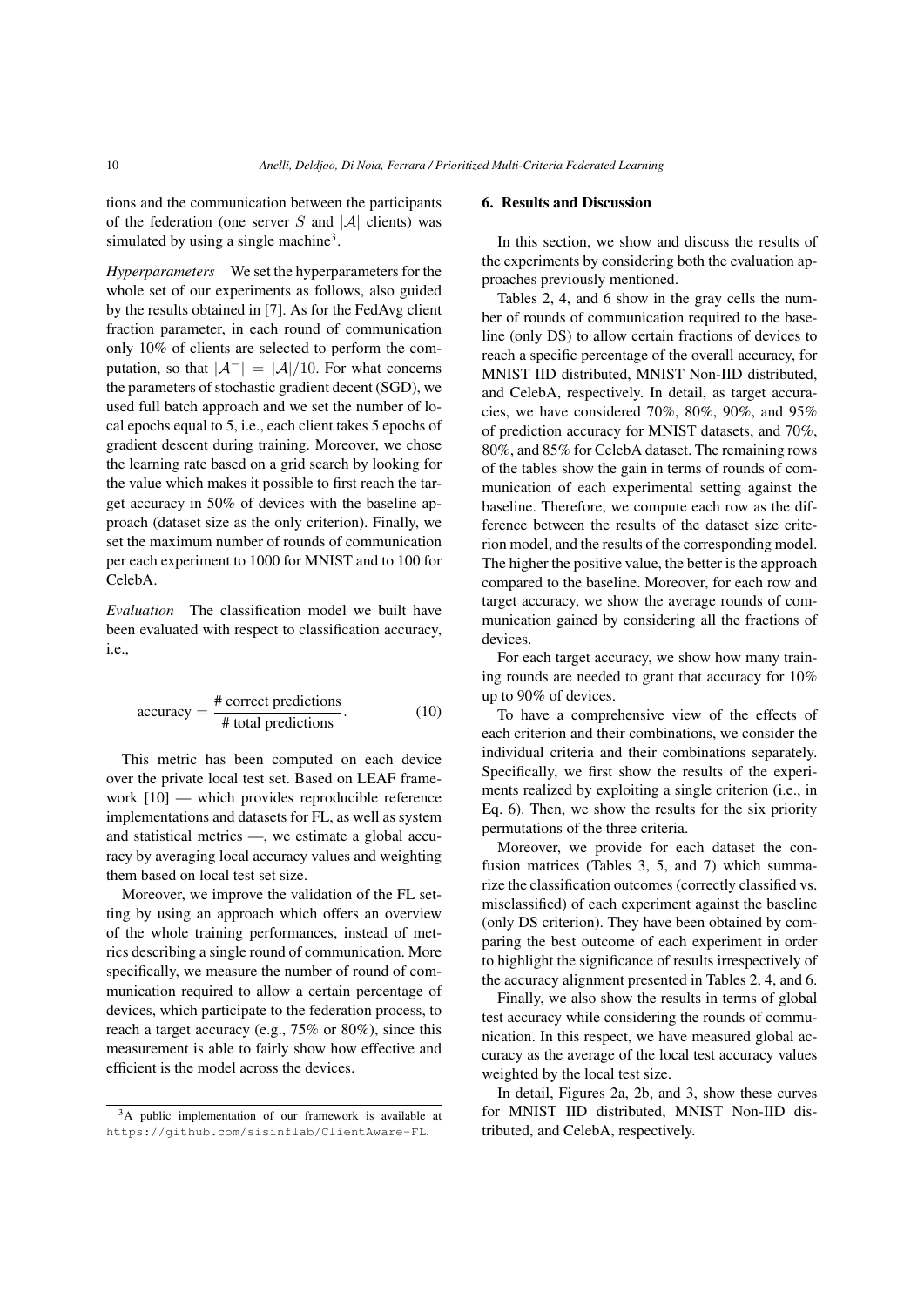tions and the communication between the participants of the federation (one server $S$ and $|\mathcal{A}|$ clients) was simulated by using a single machine[3].

*Hyperparameters* We set the hyperparameters for the whole set of our experiments as follows, also guided by the results obtained in [7]. As for the FedAvg client fraction parameter, in each round of communication only 10% of clients are selected to perform the computation, so that $|\mathcal{A}^-| = |\mathcal{A}|/10$. For what concerns the parameters of stochastic gradient decent (SGD), we used full batch approach and we set the number of local epochs equal to 5, i.e., each client takes 5 epochs of gradient descent during training. Moreover, we chose the learning rate based on a grid search by looking for the value which makes it possible to first reach the target accuracy in 50% of devices with the baseline approach (dataset size as the only criterion). Finally, we set the maximum number of rounds of communication per each experiment to 1000 for MNIST and to 100 for CelebA.

*Evaluation* The classification model we built have been evaluated with respect to classification accuracy, i.e.,

$$\text{accuracy} = \frac{\text{\# correct predictions}}{\text{\# total predictions}}. \tag{10}$$

This metric has been computed on each device over the private local test set. Based on LEAF framework [10] — which provides reproducible reference implementations and datasets for FL, as well as system and statistical metrics —, we estimate a global accuracy by averaging local accuracy values and weighting them based on local test set size.

Moreover, we improve the validation of the FL setting by using an approach which offers an overview of the whole training performances, instead of metrics describing a single round of communication. More specifically, we measure the number of round of communication required to allow a certain percentage of devices, which participate to the federation process, to reach a target accuracy (e.g., 75% or 80%), since this measurement is able to fairly show how effective and efficient is the model across the devices.

[3] A public implementation of our framework is available at https://github.com/sisinflab/ClientAware-FL.

## 6. Results and Discussion

In this section, we show and discuss the results of the experiments by considering both the evaluation approaches previously mentioned.

Tables 2, 4, and 6 show in the gray cells the number of rounds of communication required to the baseline (only DS) to allow certain fractions of devices to reach a specific percentage of the overall accuracy, for MNIST IID distributed, MNIST Non-IID distributed, and CelebA, respectively. In detail, as target accuracies, we have considered 70%, 80%, 90%, and 95% of prediction accuracy for MNIST datasets, and 70%, 80%, and 85% for CelebA dataset. The remaining rows of the tables show the gain in terms of rounds of communication of each experimental setting against the baseline. Therefore, we compute each row as the difference between the results of the dataset size criterion model, and the results of the corresponding model. The higher the positive value, the better is the approach compared to the baseline. Moreover, for each row and target accuracy, we show the average rounds of communication gained by considering all the fractions of devices.

For each target accuracy, we show how many training rounds are needed to grant that accuracy for 10% up to 90% of devices.

To have a comprehensive view of the effects of each criterion and their combinations, we consider the individual criteria and their combinations separately. Specifically, we first show the results of the experiments realized by exploiting a single criterion (i.e., in Eq. 6). Then, we show the results for the six priority permutations of the three criteria.

Moreover, we provide for each dataset the confusion matrices (Tables 3, 5, and 7) which summarize the classification outcomes (correctly classified vs. misclassified) of each experiment against the baseline (only DS criterion). They have been obtained by comparing the best outcome of each experiment in order to highlight the significance of results irrespectively of the accuracy alignment presented in Tables 2, 4, and 6.

Finally, we also show the results in terms of global test accuracy while considering the rounds of communication. In this respect, we have measured global accuracy as the average of the local test accuracy values weighted by the local test size.

In detail, Figures 2a, 2b, and 3, show these curves for MNIST IID distributed, MNIST Non-IID distributed, and CelebA, respectively.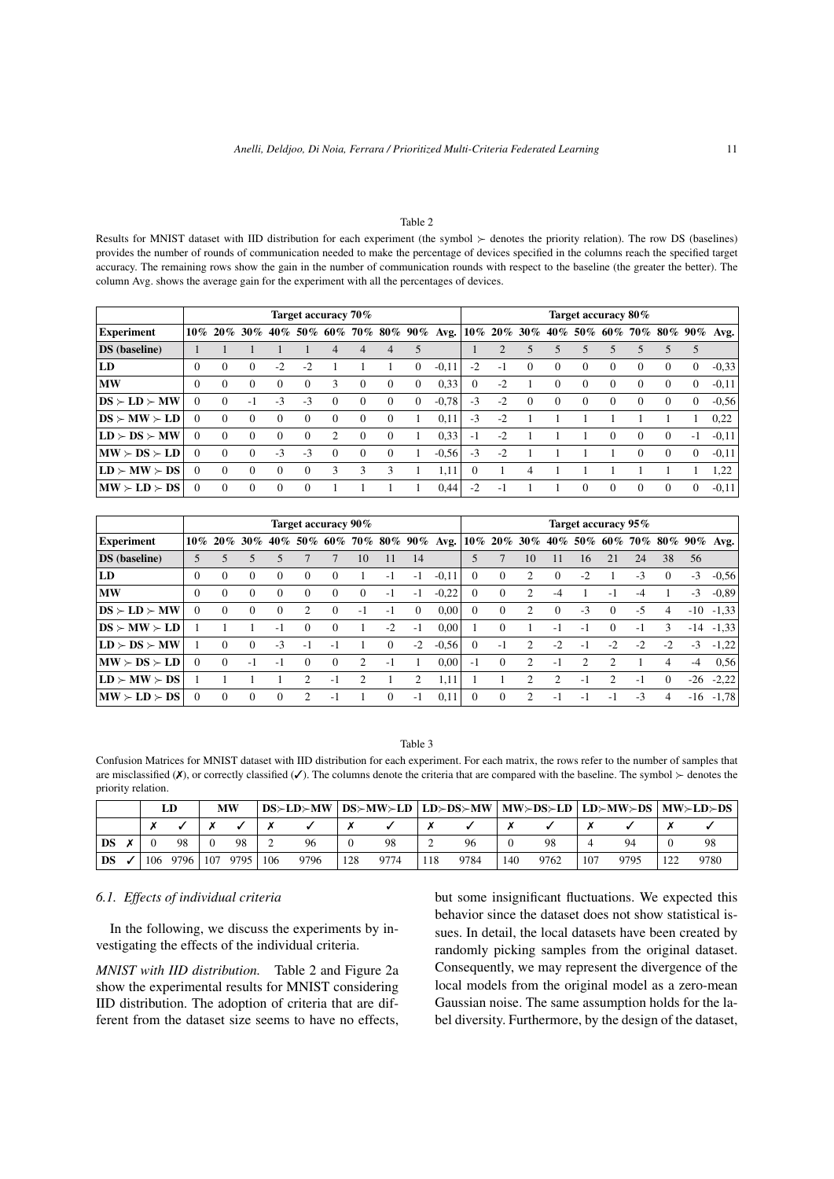Table 2

Results for MNIST dataset with IID distribution for each experiment (the symbol $\succ$ denotes the priority relation). The row DS (baselines) provides the number of rounds of communication needed to make the percentage of devices specified in the columns reach the specified target accuracy. The remaining rows show the gain in the number of communication rounds with respect to the baseline (the greater the better). The column Avg. shows the average gain for the experiment with all the percentages of devices.

| | Target accuracy 70% | | | | | | | | | | Target accuracy 80% | | | | | | | | | |
|---|---|---|---|---|---|---|---|---|---|---|---|---|---|---|---|---|---|---|---|---|
| **Experiment** | **10%** | **20%** | **30%** | **40%** | **50%** | **60%** | **70%** | **80%** | **90%** | **Avg.** | **10%** | **20%** | **30%** | **40%** | **50%** | **60%** | **70%** | **80%** | **90%** | **Avg.** |
| **DS (baseline)** | 1 | 1 | 1 | 1 | 1 | 4 | 4 | 4 | 5 | | 1 | 2 | 5 | 5 | 5 | 5 | 5 | 5 | 5 | |
| **LD** | 0 | 0 | 0 | -2 | -2 | 1 | 1 | 1 | 0 | -0,11 | -2 | -1 | 0 | 0 | 0 | 0 | 0 | 0 | 0 | -0,33 |
| **MW** | 0 | 0 | 0 | 0 | 0 | 3 | 0 | 0 | 0 | 0,33 | 0 | -2 | 1 | 0 | 0 | 0 | 0 | 0 | 0 | -0,11 |
| **DS $\succ$ LD $\succ$ MW** | 0 | 0 | -1 | -3 | -3 | 0 | 0 | 0 | 0 | -0,78 | -3 | -2 | 0 | 0 | 0 | 0 | 0 | 0 | 0 | -0,56 |
| **DS $\succ$ MW $\succ$ LD** | 0 | 0 | 0 | 0 | 0 | 0 | 0 | 0 | 1 | 0,11 | -3 | -2 | 1 | 1 | 1 | 1 | 1 | 1 | 1 | 0,22 |
| **LD $\succ$ DS $\succ$ MW** | 0 | 0 | 0 | 0 | 0 | 2 | 0 | 0 | 1 | 0,33 | -1 | -2 | 1 | 1 | 1 | 0 | 0 | 0 | -1 | -0,11 |
| **MW $\succ$ DS $\succ$ LD** | 0 | 0 | 0 | -3 | -3 | 0 | 0 | 0 | 1 | -0,56 | -3 | -2 | 1 | 1 | 1 | 1 | 0 | 0 | 0 | -0,11 |
| **LD $\succ$ MW $\succ$ DS** | 0 | 0 | 0 | 0 | 0 | 3 | 3 | 3 | 1 | 1,11 | 0 | 1 | 4 | 1 | 1 | 1 | 1 | 1 | 1 | 1,22 |
| **MW $\succ$ LD $\succ$ DS** | 0 | 0 | 0 | 0 | 0 | 1 | 1 | 1 | 1 | 0,44 | -2 | -1 | 1 | 1 | 0 | 0 | 0 | 0 | 0 | -0,11 |

| | Target accuracy 90% | | | | | | | | | | Target accuracy 95% | | | | | | | | | |
|---|---|---|---|---|---|---|---|---|---|---|---|---|---|---|---|---|---|---|---|---|
| **Experiment** | **10%** | **20%** | **30%** | **40%** | **50%** | **60%** | **70%** | **80%** | **90%** | **Avg.** | **10%** | **20%** | **30%** | **40%** | **50%** | **60%** | **70%** | **80%** | **90%** | **Avg.** |
| **DS (baseline)** | 5 | 5 | 5 | 5 | 7 | 7 | 10 | 11 | 14 | | 5 | 7 | 10 | 11 | 16 | 21 | 24 | 38 | 56 | |
| **LD** | 0 | 0 | 0 | 0 | 0 | 0 | 1 | -1 | -1 | -0,11 | 0 | 0 | 2 | 0 | -2 | 1 | -3 | 0 | -3 | -0,56 |
| **MW** | 0 | 0 | 0 | 0 | 0 | 0 | 0 | -1 | -1 | -0,22 | 0 | 0 | 2 | -4 | 1 | -1 | -4 | 1 | -3 | -0,89 |
| **DS $\succ$ LD $\succ$ MW** | 0 | 0 | 0 | 0 | 2 | 0 | -1 | -1 | 0 | 0,00 | 0 | 0 | 2 | 0 | -3 | 0 | -5 | 4 | -10 | -1,33 |
| **DS $\succ$ MW $\succ$ LD** | 1 | 1 | 1 | -1 | 0 | 0 | 1 | -2 | -1 | 0,00 | 1 | 0 | 1 | -1 | -1 | 0 | -1 | 3 | -14 | -1,33 |
| **LD $\succ$ DS $\succ$ MW** | 1 | 0 | 0 | -3 | -1 | -1 | 1 | 0 | -2 | -0,56 | 0 | -1 | 2 | -2 | -1 | -2 | -2 | -2 | -3 | -1,22 |
| **MW $\succ$ DS $\succ$ LD** | 0 | 0 | -1 | -1 | 0 | 0 | 2 | -1 | 1 | 0,00 | -1 | 0 | 2 | -1 | 2 | 2 | 1 | 4 | -4 | 0,56 |
| **LD $\succ$ MW $\succ$ DS** | 1 | 1 | 1 | 1 | 2 | -1 | 2 | 1 | 2 | 1,11 | 1 | 1 | 2 | 2 | -1 | 2 | -1 | 0 | -26 | -2,22 |
| **MW $\succ$ LD $\succ$ DS** | 0 | 0 | 0 | 0 | 2 | -1 | 1 | 0 | -1 | 0,11 | 0 | 0 | 2 | -1 | -1 | -1 | -3 | 4 | -16 | -1,78 |

Table 3

Confusion Matrices for MNIST dataset with IID distribution for each experiment. For each matrix, the rows refer to the number of samples that are misclassified (✗), or correctly classified (✓). The columns denote the criteria that are compared with the baseline. The symbol $\succ$ denotes the priority relation.

| | | LD | | MW | | DS$\succ$LD$\succ$MW | | DS$\succ$MW$\succ$LD | | LD$\succ$DS$\succ$MW | | MW$\succ$DS$\succ$LD | | LD$\succ$MW$\succ$DS | | MW$\succ$LD$\succ$DS | |
|---|---|---|---|---|---|---|---|---|---|---|---|---|---|---|---|---|---|
| | | ✗ | ✓ | ✗ | ✓ | ✗ | ✓ | ✗ | ✓ | ✗ | ✓ | ✗ | ✓ | ✗ | ✓ | ✗ | ✓ |
| **DS** | ✗ | 0 | 98 | 0 | 98 | 2 | 96 | 0 | 98 | 2 | 96 | 0 | 98 | 4 | 94 | 0 | 98 |
| **DS** | ✓ | 106 | 9796 | 107 | 9795 | 106 | 9796 | 128 | 9774 | 118 | 9784 | 140 | 9762 | 107 | 9795 | 122 | 9780 |

### 6.1. Effects of individual criteria

In the following, we discuss the experiments by investigating the effects of the individual criteria.

*MNIST with IID distribution.* Table 2 and Figure 2a show the experimental results for MNIST considering IID distribution. The adoption of criteria that are different from the dataset size seems to have no effects, but some insignificant fluctuations. We expected this behavior since the dataset does not show statistical issues. In detail, the local datasets have been created by randomly picking samples from the original dataset. Consequently, we may represent the divergence of the local models from the original model as a zero-mean Gaussian noise. The same assumption holds for the label diversity. Furthermore, by the design of the dataset,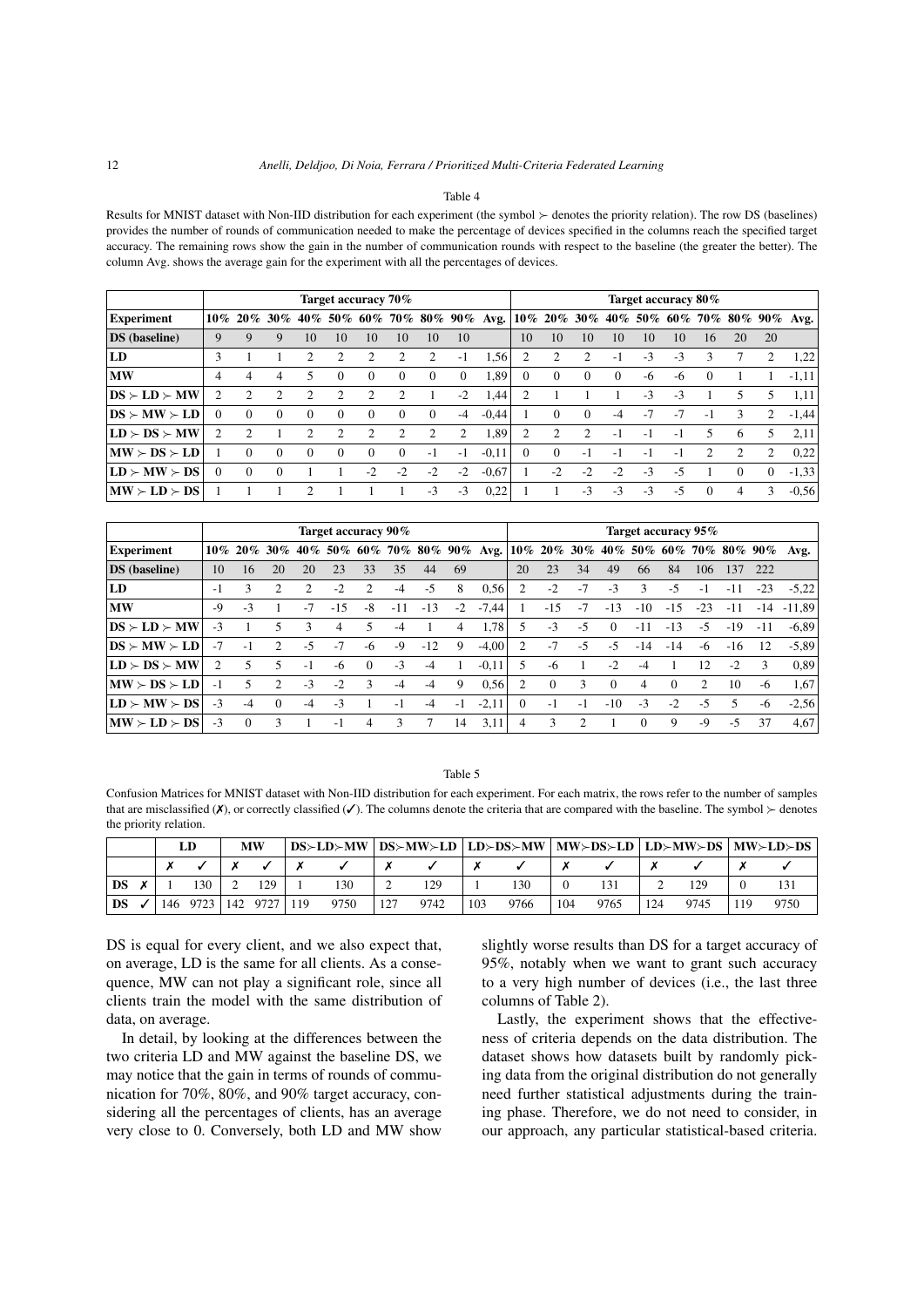Table 4

Results for MNIST dataset with Non-IID distribution for each experiment (the symbol ≻ denotes the priority relation). The row DS (baselines) provides the number of rounds of communication needed to make the percentage of devices specified in the columns reach the specified target accuracy. The remaining rows show the gain in the number of communication rounds with respect to the baseline (the greater the better). The column Avg. shows the average gain for the experiment with all the percentages of devices.

| | Target accuracy 70% | | | | | | | | | | Target accuracy 80% | | | | | | | | | |
|---|---|---|---|---|---|---|---|---|---|---|---|---|---|---|---|---|---|---|---|---|
| **Experiment** | 10% | 20% | 30% | 40% | 50% | 60% | 70% | 80% | 90% | Avg. | 10% | 20% | 30% | 40% | 50% | 60% | 70% | 80% | 90% | Avg. |
| **DS (baseline)** | 9 | 9 | 9 | 10 | 10 | 10 | 10 | 10 | 10 | | 10 | 10 | 10 | 10 | 10 | 10 | 16 | 20 | 20 | |
| **LD** | 3 | 1 | 1 | 2 | 2 | 2 | 2 | 2 | -1 | 1,56 | 2 | 2 | 2 | -1 | -3 | -3 | 3 | 7 | 2 | 1,22 |
| **MW** | 4 | 4 | 4 | 5 | 0 | 0 | 0 | 0 | 0 | 1,89 | 0 | 0 | 0 | 0 | -6 | -6 | 0 | 1 | 1 | -1,11 |
| **DS ≻ LD ≻ MW** | 2 | 2 | 2 | 2 | 2 | 2 | 1 | 2 | -2 | 1,44 | 2 | 1 | 1 | 1 | -3 | -3 | 1 | 5 | 5 | 1,11 |
| **DS ≻ MW ≻ LD** | 0 | 0 | 0 | 0 | 0 | 0 | 0 | 0 | -4 | -0,44 | 1 | 0 | 0 | -4 | -7 | -7 | -1 | 3 | 2 | -1,44 |
| **LD ≻ DS ≻ MW** | 2 | 2 | 1 | 2 | 2 | 2 | 2 | 2 | 2 | 1,89 | 2 | 2 | 2 | -1 | -1 | -1 | 5 | 6 | 5 | 2,11 |
| **MW ≻ DS ≻ LD** | 1 | 0 | 0 | 0 | 0 | 0 | 0 | -1 | -1 | -0,11 | 0 | 0 | -1 | -1 | -1 | -1 | 2 | 2 | 2 | 0,22 |
| **LD ≻ MW ≻ DS** | 0 | 0 | 0 | 1 | 1 | -2 | -2 | -2 | -2 | -0,67 | 1 | -2 | -2 | -2 | -3 | -5 | 1 | 0 | 0 | -1,33 |
| **MW ≻ LD ≻ DS** | 1 | 1 | 1 | 2 | 1 | 1 | 1 | -3 | -3 | 0,22 | 1 | 1 | -3 | -3 | -3 | -5 | 0 | 4 | 3 | -0,56 |

| | Target accuracy 90% | | | | | | | | | | Target accuracy 95% | | | | | | | | | |
|---|---|---|---|---|---|---|---|---|---|---|---|---|---|---|---|---|---|---|---|---|
| **Experiment** | 10% | 20% | 30% | 40% | 50% | 60% | 70% | 80% | 90% | Avg. | 10% | 20% | 30% | 40% | 50% | 60% | 70% | 80% | 90% | Avg. |
| **DS (baseline)** | 10 | 16 | 20 | 20 | 23 | 33 | 35 | 44 | 69 | | 20 | 23 | 34 | 49 | 66 | 84 | 106 | 137 | 222 | |
| **LD** | -1 | 3 | 2 | 2 | -2 | 2 | -4 | -5 | 8 | 0,56 | 2 | -2 | -7 | -3 | 3 | -5 | -1 | -11 | -23 | -5,22 |
| **MW** | -9 | -3 | 1 | -7 | -15 | -8 | -11 | -13 | -2 | -7,44 | 1 | -15 | -7 | -13 | -10 | -15 | -23 | -11 | -14 | -11,89 |
| **DS ≻ LD ≻ MW** | -3 | 1 | 5 | 3 | 4 | 5 | -4 | 1 | 4 | 1,78 | 5 | -3 | -5 | 0 | -11 | -13 | -5 | -19 | -11 | -6,89 |
| **DS ≻ MW ≻ LD** | -7 | -1 | 2 | -5 | -7 | -6 | -9 | -12 | 9 | -4,00 | 2 | -7 | -5 | -5 | -14 | -14 | -6 | -16 | 12 | -5,89 |
| **LD ≻ DS ≻ MW** | 2 | 5 | 5 | -1 | -6 | 0 | -3 | -4 | 1 | -0,11 | 5 | -6 | 1 | -2 | -4 | 1 | 12 | -2 | 3 | 0,89 |
| **MW ≻ DS ≻ LD** | -1 | 5 | 2 | -3 | -2 | 3 | -4 | -4 | 9 | 0,56 | 2 | 0 | 3 | 0 | 4 | 0 | 2 | 10 | -6 | 1,67 |
| **LD ≻ MW ≻ DS** | -3 | -4 | 0 | -4 | -3 | 1 | -1 | -4 | -1 | -2,11 | 0 | -1 | -1 | -10 | -3 | -2 | -5 | 5 | -6 | -2,56 |
| **MW ≻ LD ≻ DS** | -3 | 0 | 3 | 1 | -1 | 4 | 3 | 7 | 14 | 3,11 | 4 | 3 | 2 | 1 | 0 | 9 | -9 | -5 | 37 | 4,67 |

Table 5

Confusion Matrices for MNIST dataset with Non-IID distribution for each experiment. For each matrix, the rows refer to the number of samples that are misclassified (✗), or correctly classified (✓). The columns denote the criteria that are compared with the baseline. The symbol ≻ denotes the priority relation.

| | | LD | | MW | | DS≻LD≻MW | | DS≻MW≻LD | | LD≻DS≻MW | | MW≻DS≻LD | | LD≻MW≻DS | | MW≻LD≻DS | |
|---|---|---|---|---|---|---|---|---|---|---|---|---|---|---|---|---|---|
| | | ✗ | ✓ | ✗ | ✓ | ✗ | ✓ | ✗ | ✓ | ✗ | ✓ | ✗ | ✓ | ✗ | ✓ | ✗ | ✓ |
| **DS** | ✗ | 1 | 130 | 2 | 129 | 1 | 130 | 2 | 129 | 1 | 130 | 0 | 131 | 2 | 129 | 0 | 131 |
| **DS** | ✓ | 146 | 9723 | 142 | 9727 | 119 | 9750 | 127 | 9742 | 103 | 9766 | 104 | 9765 | 124 | 9745 | 119 | 9750 |

DS is equal for every client, and we also expect that, on average, LD is the same for all clients. As a consequence, MW can not play a significant role, since all clients train the model with the same distribution of data, on average.

In detail, by looking at the differences between the two criteria LD and MW against the baseline DS, we may notice that the gain in terms of rounds of communication for 70%, 80%, and 90% target accuracy, considering all the percentages of clients, has an average very close to 0. Conversely, both LD and MW show slightly worse results than DS for a target accuracy of 95%, notably when we want to grant such accuracy to a very high number of devices (i.e., the last three columns of Table 2).

Lastly, the experiment shows that the effectiveness of criteria depends on the data distribution. The dataset shows how datasets built by randomly picking data from the original distribution do not generally need further statistical adjustments during the training phase. Therefore, we do not need to consider, in our approach, any particular statistical-based criteria.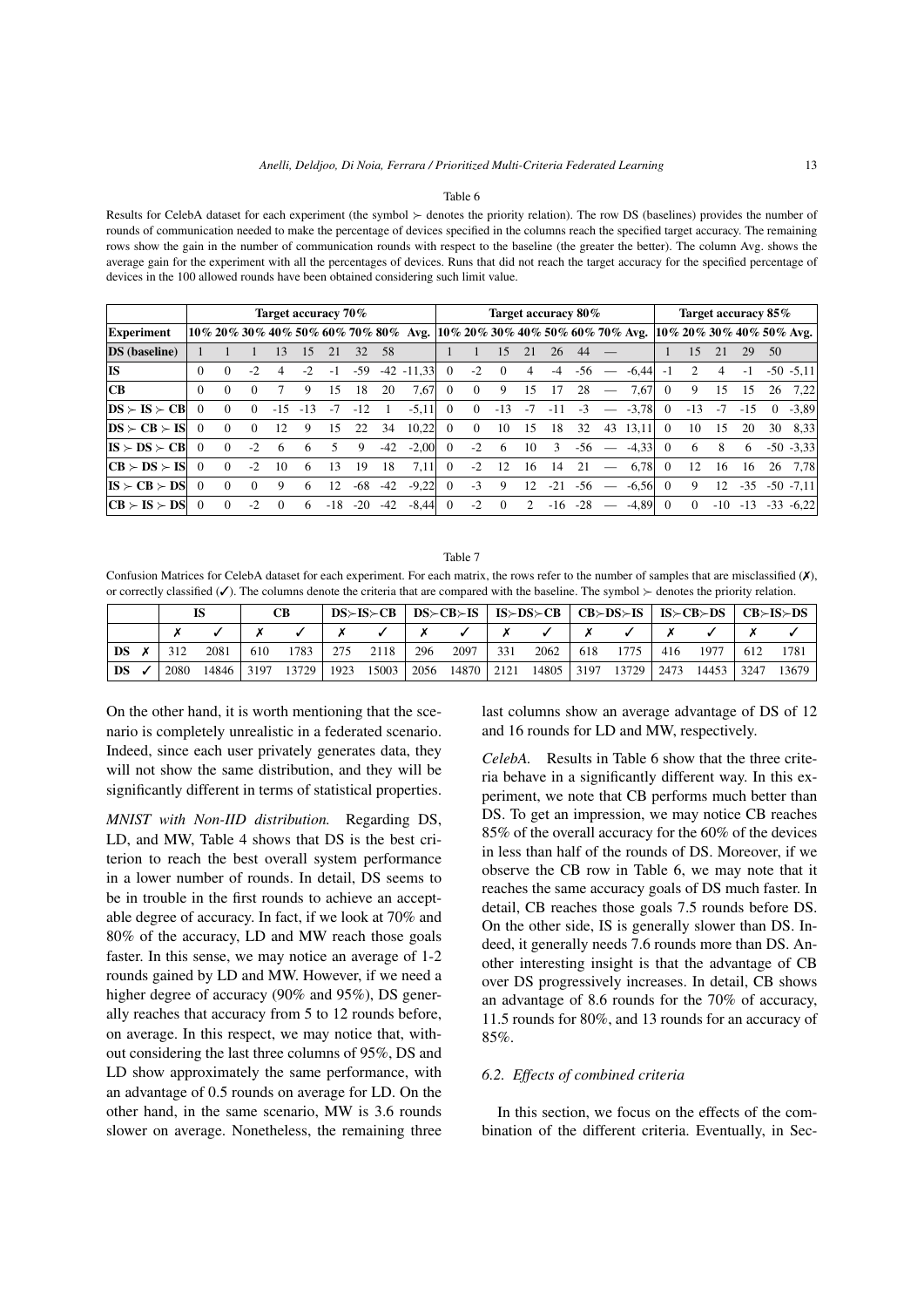Table 6

Results for CelebA dataset for each experiment (the symbol $\succ$ denotes the priority relation). The row DS (baselines) provides the number of rounds of communication needed to make the percentage of devices specified in the columns reach the specified target accuracy. The remaining rows show the gain in the number of communication rounds with respect to the baseline (the greater the better). The column Avg. shows the average gain for the experiment with all the percentages of devices. Runs that did not reach the target accuracy for the specified percentage of devices in the 100 allowed rounds have been obtained considering such limit value.

| | Target accuracy 70% | | | | | | | | | Target accuracy 80% | | | | | | | | Target accuracy 85% | | | | | |
|---|---|---|---|---|---|---|---|---|---|---|---|---|---|---|---|---|---|---|---|---|---|---|---|
| **Experiment** | 10% | 20% | 30% | 40% | 50% | 60% | 70% | 80% | Avg. | 10% | 20% | 30% | 40% | 50% | 60% | 70% | Avg. | 10% | 20% | 30% | 40% | 50% | Avg. |
| **DS (baseline)** | 1 | 1 | 1 | 13 | 15 | 21 | 32 | 58 | | 1 | 1 | 15 | 21 | 26 | 44 | — | | 1 | 15 | 21 | 29 | 50 | |
| **IS** | 0 | 0 | -2 | 4 | -2 | -1 | -59 | -42 | -11,33 | 0 | -2 | 0 | 4 | -4 | -56 | — | -6,44 | -1 | 2 | 4 | -1 | -50 | -5,11 |
| **CB** | 0 | 0 | 0 | 7 | 9 | 15 | 18 | 20 | 7,67 | 0 | 0 | 9 | 15 | 17 | 28 | — | 7,67 | 0 | 9 | 15 | 15 | 26 | 7,22 |
| **DS $\succ$ IS $\succ$ CB** | 0 | 0 | 0 | -15 | -13 | -7 | -12 | 1 | -5,11 | 0 | 0 | -13 | -7 | -11 | -3 | — | -3,78 | 0 | -13 | -7 | -15 | 0 | -3,89 |
| **DS $\succ$ CB $\succ$ IS** | 0 | 0 | 0 | 12 | 9 | 15 | 22 | 34 | 10,22 | 0 | 0 | 10 | 15 | 18 | 32 | 43 | 13,11 | 0 | 10 | 15 | 20 | 30 | 8,33 |
| **IS $\succ$ DS $\succ$ CB** | 0 | 0 | -2 | 6 | 6 | 5 | 9 | -42 | -2,00 | 0 | -2 | 6 | 10 | 3 | -56 | — | -4,33 | 0 | 6 | 8 | 6 | -50 | -3,33 |
| **CB $\succ$ DS $\succ$ IS** | 0 | 0 | -2 | 10 | 6 | 13 | 19 | 18 | 7,11 | 0 | -2 | 12 | 16 | 14 | 21 | — | 6,78 | 0 | 12 | 16 | 16 | 26 | 7,78 |
| **IS $\succ$ CB $\succ$ DS** | 0 | 0 | 0 | 9 | 6 | 12 | -68 | -42 | -9,22 | 0 | -3 | 9 | 12 | -21 | -56 | — | -6,56 | 0 | 9 | 12 | -35 | -50 | -7,11 |
| **CB $\succ$ IS $\succ$ DS** | 0 | 0 | -2 | 0 | 6 | -18 | -20 | -42 | -8,44 | 0 | -2 | 0 | 2 | -16 | -28 | — | -4,89 | 0 | 0 | -10 | -13 | -33 | -6,22 |

Table 7

Confusion Matrices for CelebA dataset for each experiment. For each matrix, the rows refer to the number of samples that are misclassified (✗), or correctly classified (✓). The columns denote the criteria that are compared with the baseline. The symbol $\succ$ denotes the priority relation.

| | | IS | | CB | | DS$\succ$IS$\succ$CB | | DS$\succ$CB$\succ$IS | | IS$\succ$DS$\succ$CB | | CB$\succ$DS$\succ$IS | | IS$\succ$CB$\succ$DS | | CB$\succ$IS$\succ$DS | |
|---|---|---|---|---|---|---|---|---|---|---|---|---|---|---|---|---|---|
| | | ✗ | ✓ | ✗ | ✓ | ✗ | ✓ | ✗ | ✓ | ✗ | ✓ | ✗ | ✓ | ✗ | ✓ | ✗ | ✓ |
| **DS** | ✗ | 312 | 2081 | 610 | 1783 | 275 | 2118 | 296 | 2097 | 331 | 2062 | 618 | 1775 | 416 | 1977 | 612 | 1781 |
| **DS** | ✓ | 2080 | 14846 | 3197 | 13729 | 1923 | 15003 | 2056 | 14870 | 2121 | 14805 | 3197 | 13729 | 2473 | 14453 | 3247 | 13679 |

On the other hand, it is worth mentioning that the scenario is completely unrealistic in a federated scenario. Indeed, since each user privately generates data, they will not show the same distribution, and they will be significantly different in terms of statistical properties.

*MNIST with Non-IID distribution.* Regarding DS, LD, and MW, Table 4 shows that DS is the best criterion to reach the best overall system performance in a lower number of rounds. In detail, DS seems to be in trouble in the first rounds to achieve an acceptable degree of accuracy. In fact, if we look at 70% and 80% of the accuracy, LD and MW reach those goals faster. In this sense, we may notice an average of 1-2 rounds gained by LD and MW. However, if we need a higher degree of accuracy (90% and 95%), DS generally reaches that accuracy from 5 to 12 rounds before, on average. In this respect, we may notice that, without considering the last three columns of 95%, DS and LD show approximately the same performance, with an advantage of 0.5 rounds on average for LD. On the other hand, in the same scenario, MW is 3.6 rounds slower on average. Nonetheless, the remaining three last columns show an average advantage of DS of 12 and 16 rounds for LD and MW, respectively.

*CelebA.* Results in Table 6 show that the three criteria behave in a significantly different way. In this experiment, we note that CB performs much better than DS. To get an impression, we may notice CB reaches 85% of the overall accuracy for the 60% of the devices in less than half of the rounds of DS. Moreover, if we observe the CB row in Table 6, we may note that it reaches the same accuracy goals of DS much faster. In detail, CB reaches those goals 7.5 rounds before DS. On the other side, IS is generally slower than DS. Indeed, it generally needs 7.6 rounds more than DS. Another interesting insight is that the advantage of CB over DS progressively increases. In detail, CB shows an advantage of 8.6 rounds for the 70% of accuracy, 11.5 rounds for 80%, and 13 rounds for an accuracy of 85%.

### 6.2. Effects of combined criteria

In this section, we focus on the effects of the combination of the different criteria. Eventually, in Sec-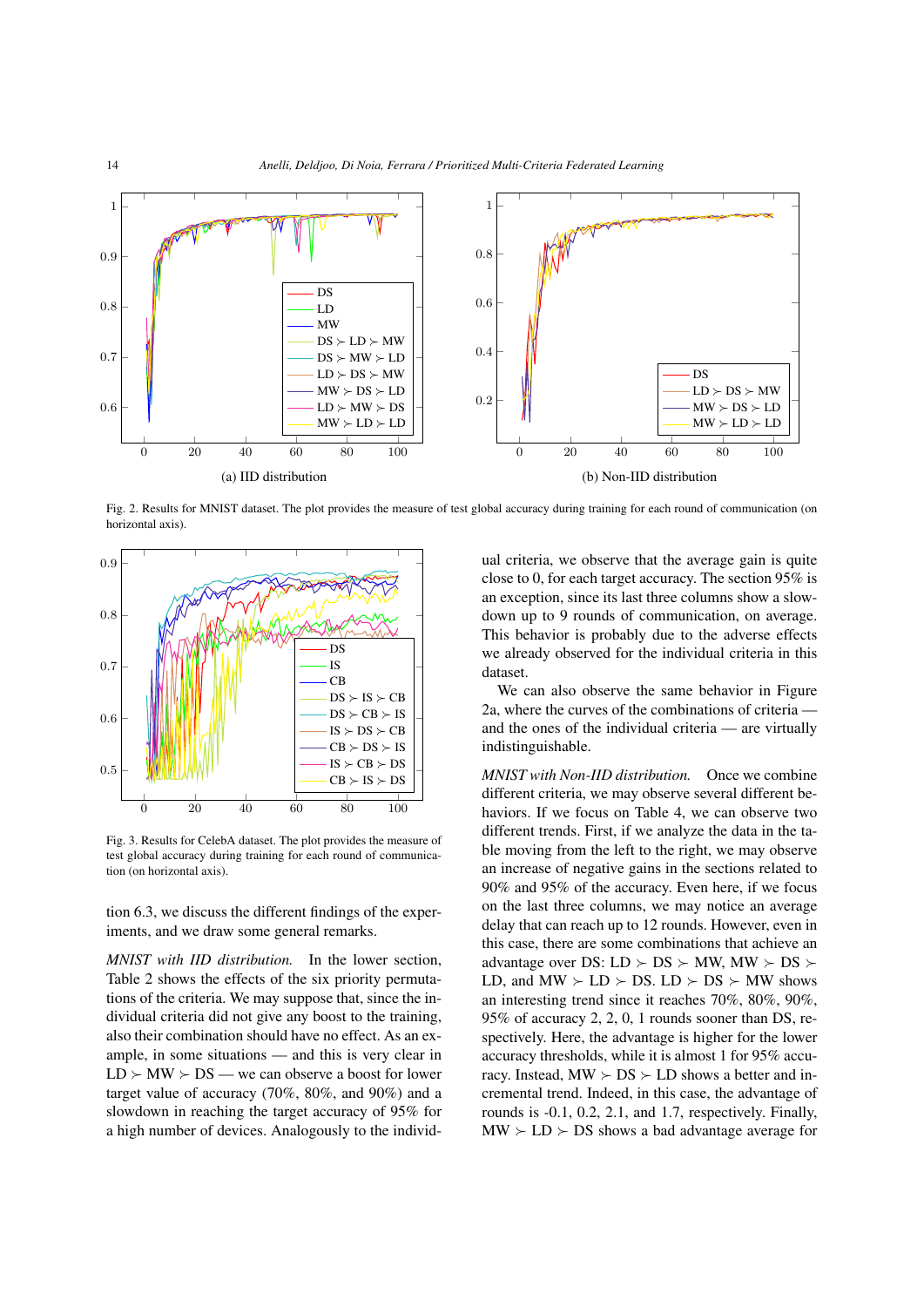(a) IID distribution

(b) Non-IID distribution

Fig. 2. Results for MNIST dataset. The plot provides the measure of test global accuracy during training for each round of communication (on horizontal axis).

Fig. 3. Results for CelebA dataset. The plot provides the measure of test global accuracy during training for each round of communication (on horizontal axis).

tion 6.3, we discuss the different findings of the experiments, and we draw some general remarks.

*MNIST with IID distribution.* In the lower section, Table 2 shows the effects of the six priority permutations of the criteria. We may suppose that, since the individual criteria did not give any boost to the training, also their combination should have no effect. As an example, in some situations — and this is very clear in LD ≻ MW ≻ DS — we can observe a boost for lower target value of accuracy (70%, 80%, and 90%) and a slowdown in reaching the target accuracy of 95% for a high number of devices. Analogously to the individual criteria, we observe that the average gain is quite close to 0, for each target accuracy. The section 95% is an exception, since its last three columns show a slowdown up to 9 rounds of communication, on average. This behavior is probably due to the adverse effects we already observed for the individual criteria in this dataset.

We can also observe the same behavior in Figure 2a, where the curves of the combinations of criteria — and the ones of the individual criteria — are virtually indistinguishable.

*MNIST with Non-IID distribution.* Once we combine different criteria, we may observe several different behaviors. If we focus on Table 4, we can observe two different trends. First, if we analyze the data in the table moving from the left to the right, we may observe an increase of negative gains in the sections related to 90% and 95% of the accuracy. Even here, if we focus on the last three columns, we may notice an average delay that can reach up to 12 rounds. However, even in this case, there are some combinations that achieve an advantage over DS: LD ≻ DS ≻ MW, MW ≻ DS ≻ LD, and MW ≻ LD ≻ DS. LD ≻ DS ≻ MW shows an interesting trend since it reaches 70%, 80%, 90%, 95% of accuracy 2, 2, 0, 1 rounds sooner than DS, respectively. Here, the advantage is higher for the lower accuracy thresholds, while it is almost 1 for 95% accuracy. Instead, MW ≻ DS ≻ LD shows a better and incremental trend. Indeed, in this case, the advantage of rounds is -0.1, 0.2, 2.1, and 1.7, respectively. Finally, MW ≻ LD ≻ DS shows a bad advantage average for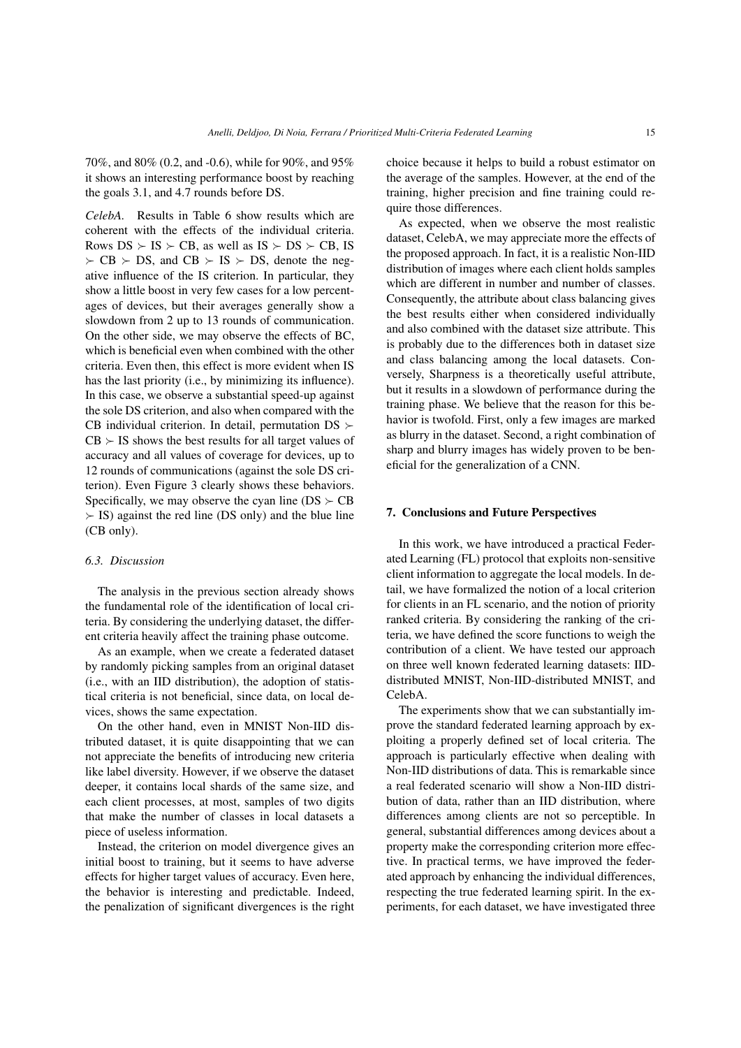70%, and 80% (0.2, and -0.6), while for 90%, and 95% it shows an interesting performance boost by reaching the goals 3.1, and 4.7 rounds before DS.

*CelebA.* Results in Table 6 show results which are coherent with the effects of the individual criteria. Rows DS $\succ$ IS $\succ$ CB, as well as IS $\succ$ DS $\succ$ CB, IS $\succ$ CB $\succ$ DS, and CB $\succ$ IS $\succ$ DS, denote the negative influence of the IS criterion. In particular, they show a little boost in very few cases for a low percentages of devices, but their averages generally show a slowdown from 2 up to 13 rounds of communication. On the other side, we may observe the effects of BC, which is beneficial even when combined with the other criteria. Even then, this effect is more evident when IS has the last priority (i.e., by minimizing its influence). In this case, we observe a substantial speed-up against the sole DS criterion, and also when compared with the CB individual criterion. In detail, permutation DS $\succ$ CB $\succ$ IS shows the best results for all target values of accuracy and all values of coverage for devices, up to 12 rounds of communications (against the sole DS criterion). Even Figure 3 clearly shows these behaviors. Specifically, we may observe the cyan line (DS $\succ$ CB $\succ$ IS) against the red line (DS only) and the blue line (CB only).

### 6.3. Discussion

The analysis in the previous section already shows the fundamental role of the identification of local criteria. By considering the underlying dataset, the different criteria heavily affect the training phase outcome.

As an example, when we create a federated dataset by randomly picking samples from an original dataset (i.e., with an IID distribution), the adoption of statistical criteria is not beneficial, since data, on local devices, shows the same expectation.

On the other hand, even in MNIST Non-IID distributed dataset, it is quite disappointing that we can not appreciate the benefits of introducing new criteria like label diversity. However, if we observe the dataset deeper, it contains local shards of the same size, and each client processes, at most, samples of two digits that make the number of classes in local datasets a piece of useless information.

Instead, the criterion on model divergence gives an initial boost to training, but it seems to have adverse effects for higher target values of accuracy. Even here, the behavior is interesting and predictable. Indeed, the penalization of significant divergences is the right choice because it helps to build a robust estimator on the average of the samples. However, at the end of the training, higher precision and fine training could require those differences.

As expected, when we observe the most realistic dataset, CelebA, we may appreciate more the effects of the proposed approach. In fact, it is a realistic Non-IID distribution of images where each client holds samples which are different in number and number of classes. Consequently, the attribute about class balancing gives the best results either when considered individually and also combined with the dataset size attribute. This is probably due to the differences both in dataset size and class balancing among the local datasets. Conversely, Sharpness is a theoretically useful attribute, but it results in a slowdown of performance during the training phase. We believe that the reason for this behavior is twofold. First, only a few images are marked as blurry in the dataset. Second, a right combination of sharp and blurry images has widely proven to be beneficial for the generalization of a CNN.

## 7. Conclusions and Future Perspectives

In this work, we have introduced a practical Federated Learning (FL) protocol that exploits non-sensitive client information to aggregate the local models. In detail, we have formalized the notion of a local criterion for clients in an FL scenario, and the notion of priority ranked criteria. By considering the ranking of the criteria, we have defined the score functions to weigh the contribution of a client. We have tested our approach on three well known federated learning datasets: IID-distributed MNIST, Non-IID-distributed MNIST, and CelebA.

The experiments show that we can substantially improve the standard federated learning approach by exploiting a properly defined set of local criteria. The approach is particularly effective when dealing with Non-IID distributions of data. This is remarkable since a real federated scenario will show a Non-IID distribution of data, rather than an IID distribution, where differences among clients are not so perceptible. In general, substantial differences among devices about a property make the corresponding criterion more effective. In practical terms, we have improved the federated approach by enhancing the individual differences, respecting the true federated learning spirit. In the experiments, for each dataset, we have investigated three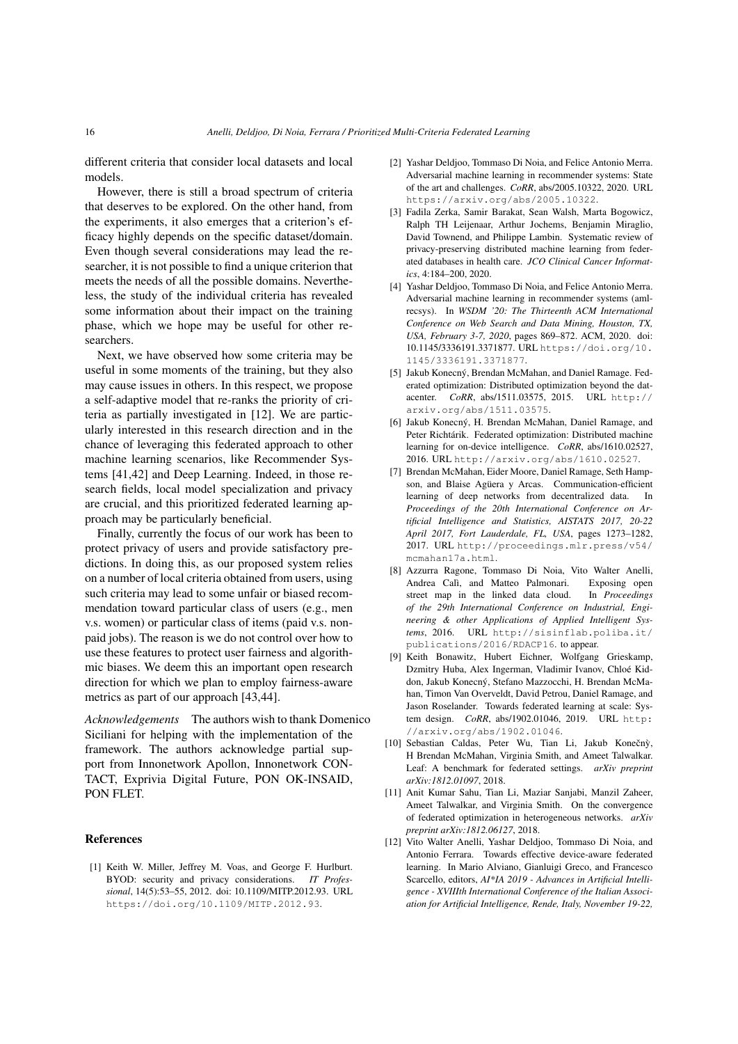different criteria that consider local datasets and local models.

However, there is still a broad spectrum of criteria that deserves to be explored. On the other hand, from the experiments, it also emerges that a criterion's efficacy highly depends on the specific dataset/domain. Even though several considerations may lead the researcher, it is not possible to find a unique criterion that meets the needs of all the possible domains. Nevertheless, the study of the individual criteria has revealed some information about their impact on the training phase, which we hope may be useful for other researchers.

Next, we have observed how some criteria may be useful in some moments of the training, but they also may cause issues in others. In this respect, we propose a self-adaptive model that re-ranks the priority of criteria as partially investigated in [12]. We are particularly interested in this research direction and in the chance of leveraging this federated approach to other machine learning scenarios, like Recommender Systems [41,42] and Deep Learning. Indeed, in those research fields, local model specialization and privacy are crucial, and this prioritized federated learning approach may be particularly beneficial.

Finally, currently the focus of our work has been to protect privacy of users and provide satisfactory predictions. In doing this, as our proposed system relies on a number of local criteria obtained from users, using such criteria may lead to some unfair or biased recommendation toward particular class of users (e.g., men v.s. women) or particular class of items (paid v.s. non-paid jobs). The reason is we do not control over how to use these features to protect user fairness and algorithmic biases. We deem this an important open research direction for which we plan to employ fairness-aware metrics as part of our approach [43,44].

*Acknowledgements* The authors wish to thank Domenico Siciliani for helping with the implementation of the framework. The authors acknowledge partial support from Innonetwork Apollon, Innonetwork CONTACT, Exprivia Digital Future, PON OK-INSAID, PON FLET.

## References

[1] Keith W. Miller, Jeffrey M. Voas, and George F. Hurlburt. BYOD: security and privacy considerations. *IT Professional*, 14(5):53–55, 2012. doi: 10.1109/MITP.2012.93. URL https://doi.org/10.1109/MITP.2012.93.

[2] Yashar Deldjoo, Tommaso Di Noia, and Felice Antonio Merra. Adversarial machine learning in recommender systems: State of the art and challenges. *CoRR*, abs/2005.10322, 2020. URL https://arxiv.org/abs/2005.10322.

[3] Fadila Zerka, Samir Barakat, Sean Walsh, Marta Bogowicz, Ralph TH Leijenaar, Arthur Jochems, Benjamin Miraglio, David Townend, and Philippe Lambin. Systematic review of privacy-preserving distributed machine learning from federated databases in health care. *JCO Clinical Cancer Informatics*, 4:184–200, 2020.

[4] Yashar Deldjoo, Tommaso Di Noia, and Felice Antonio Merra. Adversarial machine learning in recommender systems (aml-recsys). In *WSDM '20: The Thirteenth ACM International Conference on Web Search and Data Mining, Houston, TX, USA, February 3-7, 2020*, pages 869–872. ACM, 2020. doi: 10.1145/3336191.3371877. URL https://doi.org/10.1145/3336191.3371877.

[5] Jakub Konecný, Brendan McMahan, and Daniel Ramage. Federated optimization: Distributed optimization beyond the datacenter. *CoRR*, abs/1511.03575, 2015. URL http://arxiv.org/abs/1511.03575.

[6] Jakub Konecný, H. Brendan McMahan, Daniel Ramage, and Peter Richtárik. Federated optimization: Distributed machine learning for on-device intelligence. *CoRR*, abs/1610.02527, 2016. URL http://arxiv.org/abs/1610.02527.

[7] Brendan McMahan, Eider Moore, Daniel Ramage, Seth Hampson, and Blaise Agüera y Arcas. Communication-efficient learning of deep networks from decentralized data. In *Proceedings of the 20th International Conference on Artificial Intelligence and Statistics, AISTATS 2017, 20-22 April 2017, Fort Lauderdale, FL, USA*, pages 1273–1282, 2017. URL http://proceedings.mlr.press/v54/mcmahan17a.html.

[8] Azzurra Ragone, Tommaso Di Noia, Vito Walter Anelli, Andrea Calì, and Matteo Palmonari. Exposing open street map in the linked data cloud. In *Proceedings of the 29th International Conference on Industrial, Engineering & other Applications of Applied Intelligent Systems*, 2016. URL http://sisinflab.poliba.it/publications/2016/RDACP16. to appear.

[9] Keith Bonawitz, Hubert Eichner, Wolfgang Grieskamp, Dzmitry Huba, Alex Ingerman, Vladimir Ivanov, Chloé Kiddon, Jakub Konecný, Stefano Mazzocchi, H. Brendan McMahan, Timon Van Overveldt, David Petrou, Daniel Ramage, and Jason Roselander. Towards federated learning at scale: System design. *CoRR*, abs/1902.01046, 2019. URL http://arxiv.org/abs/1902.01046.

[10] Sebastian Caldas, Peter Wu, Tian Li, Jakub Konečnỳ, H Brendan McMahan, Virginia Smith, and Ameet Talwalkar. Leaf: A benchmark for federated settings. *arXiv preprint arXiv:1812.01097*, 2018.

[11] Anit Kumar Sahu, Tian Li, Maziar Sanjabi, Manzil Zaheer, Ameet Talwalkar, and Virginia Smith. On the convergence of federated optimization in heterogeneous networks. *arXiv preprint arXiv:1812.06127*, 2018.

[12] Vito Walter Anelli, Yashar Deldjoo, Tommaso Di Noia, and Antonio Ferrara. Towards effective device-aware federated learning. In Mario Alviano, Gianluigi Greco, and Francesco Scarcello, editors, *AI\*IA 2019 - Advances in Artificial Intelligence - XVIIIth International Conference of the Italian Association for Artificial Intelligence, Rende, Italy, November 19-22,*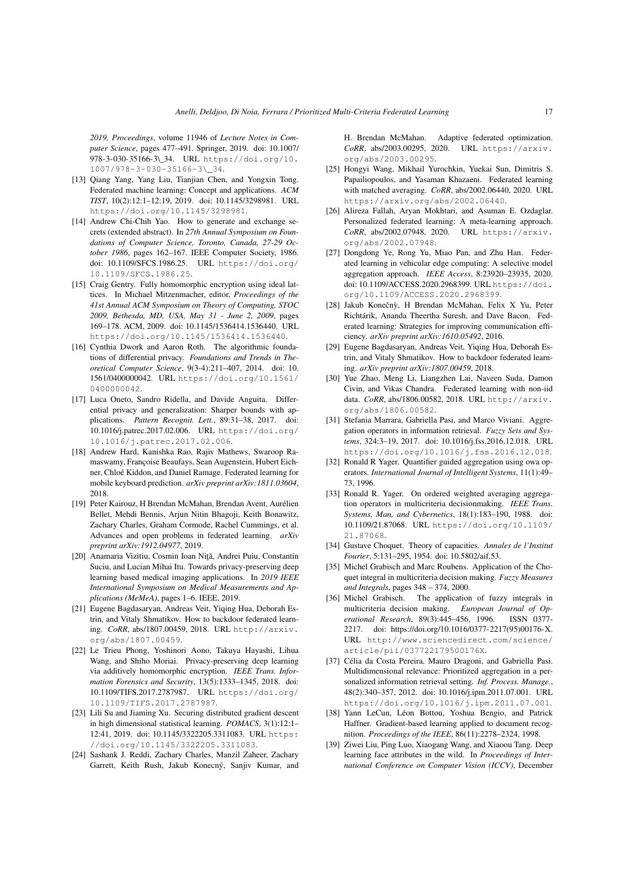*2019, Proceedings*, volume 11946 of *Lecture Notes in Computer Science*, pages 477–491. Springer, 2019. doi: 10.1007/978-3-030-35166-3\_34. URL https://doi.org/10.1007/978-3-030-35166-3\_34.

[13] Qiang Yang, Yang Liu, Tianjian Chen, and Yongxin Tong. Federated machine learning: Concept and applications. *ACM TIST*, 10(2):12:1–12:19, 2019. doi: 10.1145/3298981. URL https://doi.org/10.1145/3298981.

[14] Andrew Chi-Chih Yao. How to generate and exchange secrets (extended abstract). In *27th Annual Symposium on Foundations of Computer Science, Toronto, Canada, 27-29 October 1986*, pages 162–167. IEEE Computer Society, 1986. doi: 10.1109/SFCS.1986.25. URL https://doi.org/10.1109/SFCS.1986.25.

[15] Craig Gentry. Fully homomorphic encryption using ideal lattices. In Michael Mitzenmacher, editor, *Proceedings of the 41st Annual ACM Symposium on Theory of Computing, STOC 2009, Bethesda, MD, USA, May 31 - June 2, 2009*, pages 169–178. ACM, 2009. doi: 10.1145/1536414.1536440. URL https://doi.org/10.1145/1536414.1536440.

[16] Cynthia Dwork and Aaron Roth. The algorithmic foundations of differential privacy. *Foundations and Trends in Theoretical Computer Science*, 9(3-4):211–407, 2014. doi: 10.1561/0400000042. URL https://doi.org/10.1561/0400000042.

[17] Luca Oneto, Sandro Ridella, and Davide Anguita. Differential privacy and generalization: Sharper bounds with applications. *Pattern Recognit. Lett.*, 89:31–38, 2017. doi: 10.1016/j.patrec.2017.02.006. URL https://doi.org/10.1016/j.patrec.2017.02.006.

[18] Andrew Hard, Kanishka Rao, Rajiv Mathews, Swaroop Ramaswamy, Françoise Beaufays, Sean Augenstein, Hubert Eichner, Chloé Kiddon, and Daniel Ramage. Federated learning for mobile keyboard prediction. *arXiv preprint arXiv:1811.03604*, 2018.

[19] Peter Kairouz, H Brendan McMahan, Brendan Avent, Aurélien Bellet, Mehdi Bennis, Arjun Nitin Bhagoji, Keith Bonawitz, Zachary Charles, Graham Cormode, Rachel Cummings, et al. Advances and open problems in federated learning. *arXiv preprint arXiv:1912.04977*, 2019.

[20] Anamaria Vizitiu, Cosmin Ioan Niţă, Andrei Puiu, Constantin Suciu, and Lucian Mihai Itu. Towards privacy-preserving deep learning based medical imaging applications. In *2019 IEEE International Symposium on Medical Measurements and Applications (MeMeA)*, pages 1–6. IEEE, 2019.

[21] Eugene Bagdasaryan, Andreas Veit, Yiqing Hua, Deborah Estrin, and Vitaly Shmatikov. How to backdoor federated learning. *CoRR*, abs/1807.00459, 2018. URL http://arxiv.org/abs/1807.00459.

[22] Le Trieu Phong, Yoshinori Aono, Takuya Hayashi, Lihua Wang, and Shiho Moriai. Privacy-preserving deep learning via additively homomorphic encryption. *IEEE Trans. Information Forensics and Security*, 13(5):1333–1345, 2018. doi: 10.1109/TIFS.2017.2787987. URL https://doi.org/10.1109/TIFS.2017.2787987.

[23] Lili Su and Jiaming Xu. Securing distributed gradient descent in high dimensional statistical learning. *POMACS*, 3(1):12:1–12:41, 2019. doi: 10.1145/3322205.3311083. URL https://doi.org/10.1145/3322205.3311083.

[24] Sashank J. Reddi, Zachary Charles, Manzil Zaheer, Zachary Garrett, Keith Rush, Jakub Konecný, Sanjiv Kumar, and H. Brendan McMahan. Adaptive federated optimization. *CoRR*, abs/2003.00295, 2020. URL https://arxiv.org/abs/2003.00295.

[25] Hongyi Wang, Mikhail Yurochkin, Yuekai Sun, Dimitris S. Papailiopoulos, and Yasaman Khazaeni. Federated learning with matched averaging. *CoRR*, abs/2002.06440, 2020. URL https://arxiv.org/abs/2002.06440.

[26] Alireza Fallah, Aryan Mokhtari, and Asuman E. Ozdaglar. Personalized federated learning: A meta-learning approach. *CoRR*, abs/2002.07948, 2020. URL https://arxiv.org/abs/2002.07948.

[27] Dongdong Ye, Rong Yu, Miao Pan, and Zhu Han. Federated learning in vehicular edge computing: A selective model aggregation approach. *IEEE Access*, 8:23920–23935, 2020. doi: 10.1109/ACCESS.2020.2968399. URL https://doi.org/10.1109/ACCESS.2020.2968399.

[28] Jakub Konečnỳ, H Brendan McMahan, Felix X Yu, Peter Richtárik, Ananda Theertha Suresh, and Dave Bacon. Federated learning: Strategies for improving communication efficiency. *arXiv preprint arXiv:1610.05492*, 2016.

[29] Eugene Bagdasaryan, Andreas Veit, Yiqing Hua, Deborah Estrin, and Vitaly Shmatikov. How to backdoor federated learning. *arXiv preprint arXiv:1807.00459*, 2018.

[30] Yue Zhao, Meng Li, Liangzhen Lai, Naveen Suda, Damon Civin, and Vikas Chandra. Federated learning with non-iid data. *CoRR*, abs/1806.00582, 2018. URL http://arxiv.org/abs/1806.00582.

[31] Stefania Marrara, Gabriella Pasi, and Marco Viviani. Aggregation operators in information retrieval. *Fuzzy Sets and Systems*, 324:3–19, 2017. doi: 10.1016/j.fss.2016.12.018. URL https://doi.org/10.1016/j.fss.2016.12.018.

[32] Ronald R Yager. Quantifier guided aggregation using owa operators. *International Journal of Intelligent Systems*, 11(1):49–73, 1996.

[33] Ronald R. Yager. On ordered weighted averaging aggregation operators in multicriteria decisionmaking. *IEEE Trans. Systems, Man, and Cybernetics*, 18(1):183–190, 1988. doi: 10.1109/21.87068. URL https://doi.org/10.1109/21.87068.

[34] Gustave Choquet. Theory of capacities. *Annales de l'Institut Fourier*, 5:131–295, 1954. doi: 10.5802/aif.53.

[35] Michel Grabisch and Marc Roubens. Application of the Choquet integral in multicriteria decision making. *Fuzzy Measures and Integrals*, pages 348 – 374, 2000.

[36] Michel Grabisch. The application of fuzzy integrals in multicriteria decision making. *European Journal of Operational Research*, 89(3):445–456, 1996. ISSN 0377-2217. doi: https://doi.org/10.1016/0377-2217(95)00176-X. URL http://www.sciencedirect.com/science/article/pii/037722179500176X.

[37] Célia da Costa Pereira, Mauro Dragoni, and Gabriella Pasi. Multidimensional relevance: Prioritized aggregation in a personalized information retrieval setting. *Inf. Process. Manage.*, 48(2):340–357, 2012. doi: 10.1016/j.ipm.2011.07.001. URL https://doi.org/10.1016/j.ipm.2011.07.001.

[38] Yann LeCun, Léon Bottou, Yoshua Bengio, and Patrick Haffner. Gradient-based learning applied to document recognition. *Proceedings of the IEEE*, 86(11):2278–2324, 1998.

[39] Ziwei Liu, Ping Luo, Xiaogang Wang, and Xiaoou Tang. Deep learning face attributes in the wild. In *Proceedings of International Conference on Computer Vision (ICCV)*, December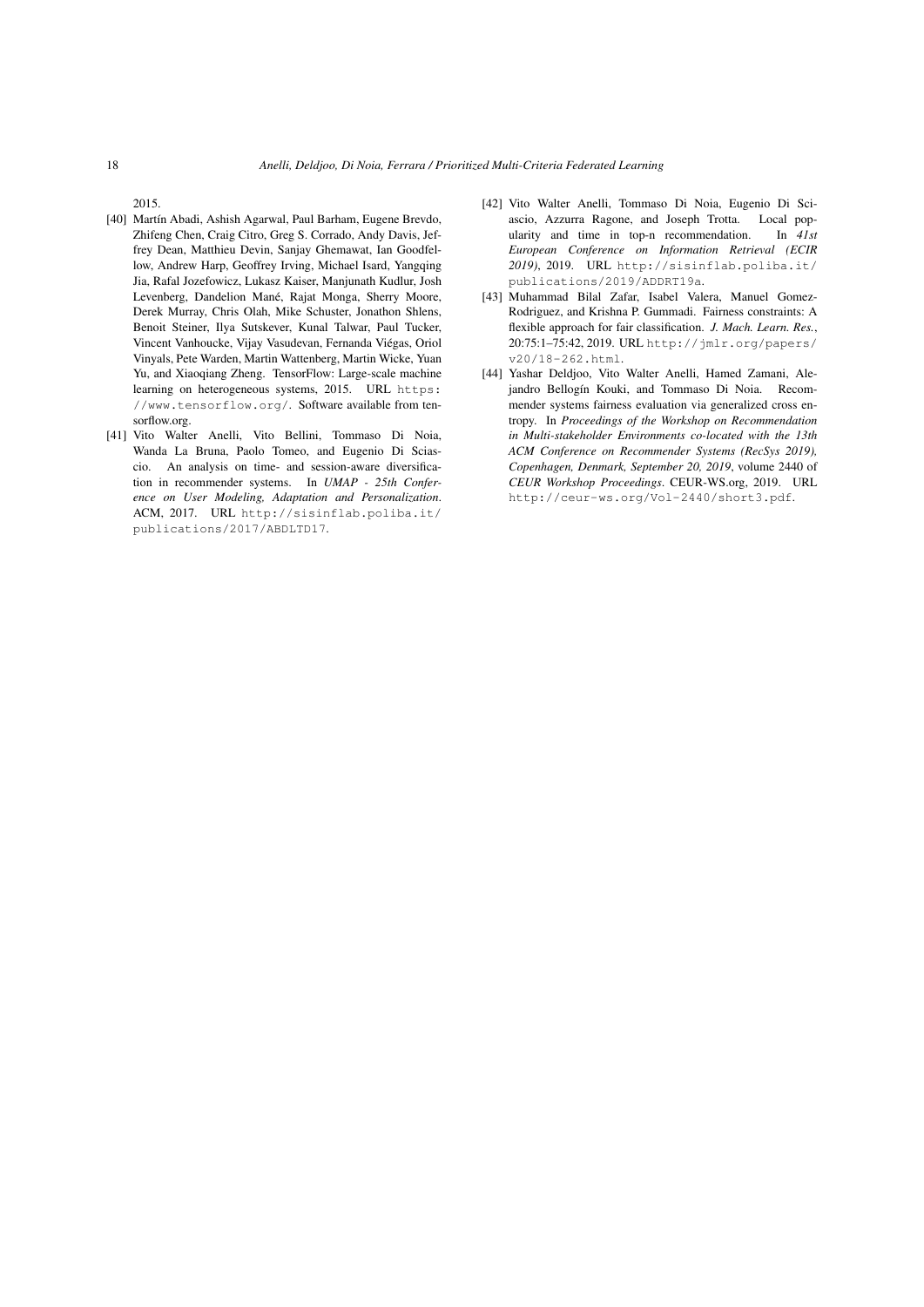2015.

[40] Martín Abadi, Ashish Agarwal, Paul Barham, Eugene Brevdo, Zhifeng Chen, Craig Citro, Greg S. Corrado, Andy Davis, Jeffrey Dean, Matthieu Devin, Sanjay Ghemawat, Ian Goodfellow, Andrew Harp, Geoffrey Irving, Michael Isard, Yangqing Jia, Rafal Jozefowicz, Lukasz Kaiser, Manjunath Kudlur, Josh Levenberg, Dandelion Mané, Rajat Monga, Sherry Moore, Derek Murray, Chris Olah, Mike Schuster, Jonathon Shlens, Benoit Steiner, Ilya Sutskever, Kunal Talwar, Paul Tucker, Vincent Vanhoucke, Vijay Vasudevan, Fernanda Viégas, Oriol Vinyals, Pete Warden, Martin Wattenberg, Martin Wicke, Yuan Yu, and Xiaoqiang Zheng. TensorFlow: Large-scale machine learning on heterogeneous systems, 2015. URL `https://www.tensorflow.org/`. Software available from tensorflow.org.

[41] Vito Walter Anelli, Vito Bellini, Tommaso Di Noia, Wanda La Bruna, Paolo Tomeo, and Eugenio Di Sciascio. An analysis on time- and session-aware diversification in recommender systems. In *UMAP - 25th Conference on User Modeling, Adaptation and Personalization*. ACM, 2017. URL `http://sisinflab.poliba.it/publications/2017/ABDLTD17`.

[42] Vito Walter Anelli, Tommaso Di Noia, Eugenio Di Sciascio, Azzurra Ragone, and Joseph Trotta. Local popularity and time in top-n recommendation. In *41st European Conference on Information Retrieval (ECIR 2019)*, 2019. URL `http://sisinflab.poliba.it/publications/2019/ADDRT19a`.

[43] Muhammad Bilal Zafar, Isabel Valera, Manuel Gomez-Rodriguez, and Krishna P. Gummadi. Fairness constraints: A flexible approach for fair classification. *J. Mach. Learn. Res.*, 20:75:1–75:42, 2019. URL `http://jmlr.org/papers/v20/18-262.html`.

[44] Yashar Deldjoo, Vito Walter Anelli, Hamed Zamani, Alejandro Bellogín Kouki, and Tommaso Di Noia. Recommender systems fairness evaluation via generalized cross entropy. In *Proceedings of the Workshop on Recommendation in Multi-stakeholder Environments co-located with the 13th ACM Conference on Recommender Systems (RecSys 2019), Copenhagen, Denmark, September 20, 2019*, volume 2440 of *CEUR Workshop Proceedings*. CEUR-WS.org, 2019. URL `http://ceur-ws.org/Vol-2440/short3.pdf`.